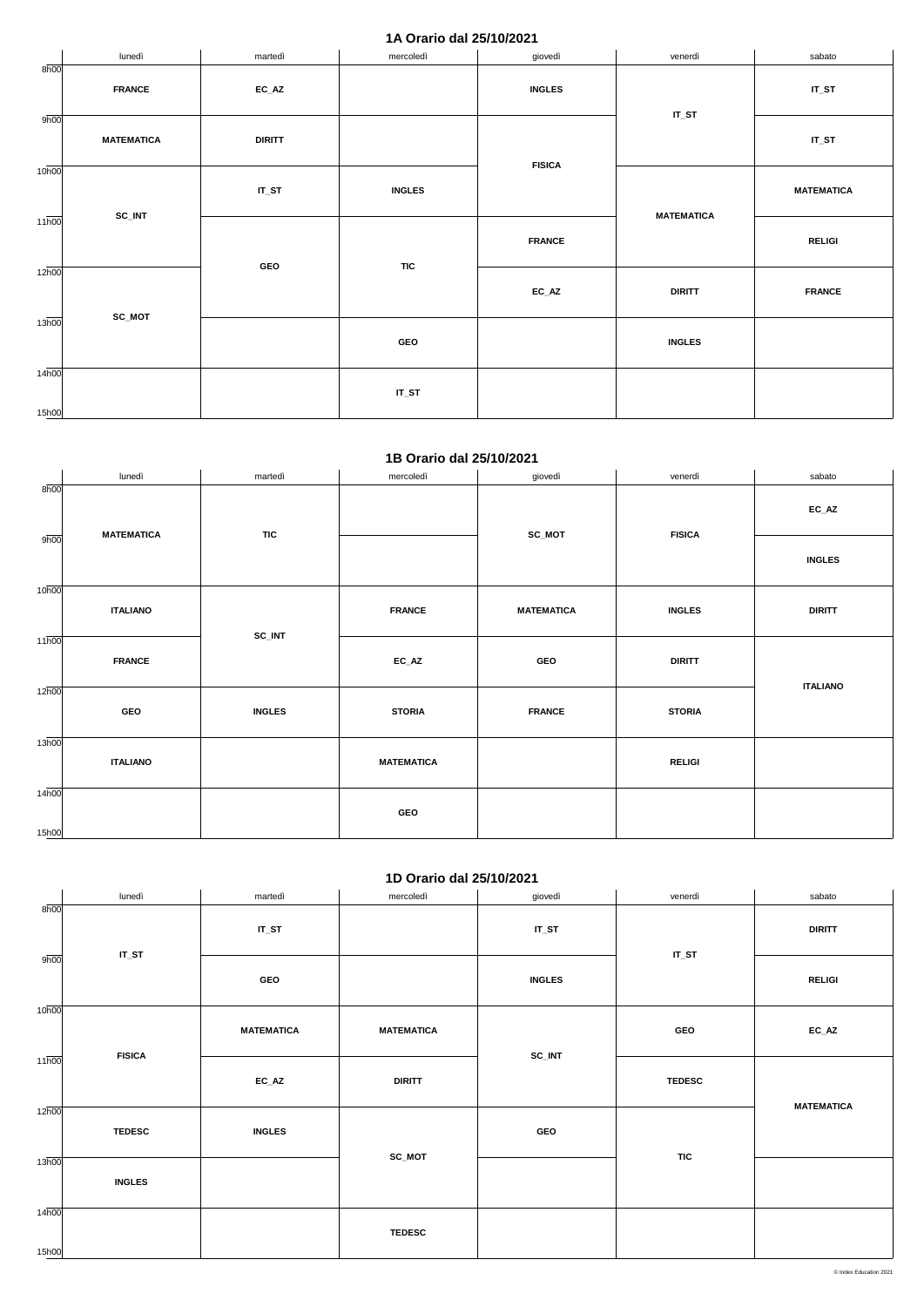## 1A Orario dal 25/10/2021

| | lunedì | martedì | mercoledì | giovedì | venerdì | sabato |
|---|---|---|---|---|---|---|
| 8h00 | FRANCE | EC_AZ | | INGLES | IT_ST | IT_ST |
| 9h00 | MATEMATICA | DIRITT | | FISICA | IT_ST | IT_ST |
| 10h00 | SC_INT | IT_ST | INGLES | FISICA | MATEMATICA | MATEMATICA |
| 11h00 | SC_INT | GEO | TIC | FRANCE | MATEMATICA | RELIGI |
| 12h00 | SC_MOT | GEO | TIC | EC_AZ | DIRITT | FRANCE |
| 13h00 | SC_MOT | | GEO | | INGLES | |
| 14h00 | | | IT_ST | | | |
| 15h00 | | | | | | |

## 1B Orario dal 25/10/2021

| | lunedì | martedì | mercoledì | giovedì | venerdì | sabato |
|---|---|---|---|---|---|---|
| 8h00 | MATEMATICA | TIC | | SC_MOT | FISICA | EC_AZ |
| 9h00 | MATEMATICA | TIC | | SC_MOT | FISICA | INGLES |
| 10h00 | ITALIANO | SC_INT | FRANCE | MATEMATICA | INGLES | DIRITT |
| 11h00 | FRANCE | SC_INT | EC_AZ | GEO | DIRITT | ITALIANO |
| 12h00 | GEO | INGLES | STORIA | FRANCE | STORIA | ITALIANO |
| 13h00 | ITALIANO | | MATEMATICA | | RELIGI | |
| 14h00 | | | GEO | | | |
| 15h00 | | | | | | |

## 1D Orario dal 25/10/2021

| | lunedì | martedì | mercoledì | giovedì | venerdì | sabato |
|---|---|---|---|---|---|---|
| 8h00 | IT_ST | IT_ST | | IT_ST | IT_ST | DIRITT |
| 9h00 | IT_ST | GEO | | INGLES | IT_ST | RELIGI |
| 10h00 | FISICA | MATEMATICA | MATEMATICA | SC_INT | GEO | EC_AZ |
| 11h00 | FISICA | EC_AZ | DIRITT | SC_INT | TEDESC | MATEMATICA |
| 12h00 | TEDESC | INGLES | SC_MOT | GEO | TIC | MATEMATICA |
| 13h00 | INGLES | | SC_MOT | | TIC | |
| 14h00 | | | TEDESC | | | |
| 15h00 | | | | | | |

© Index Education 2021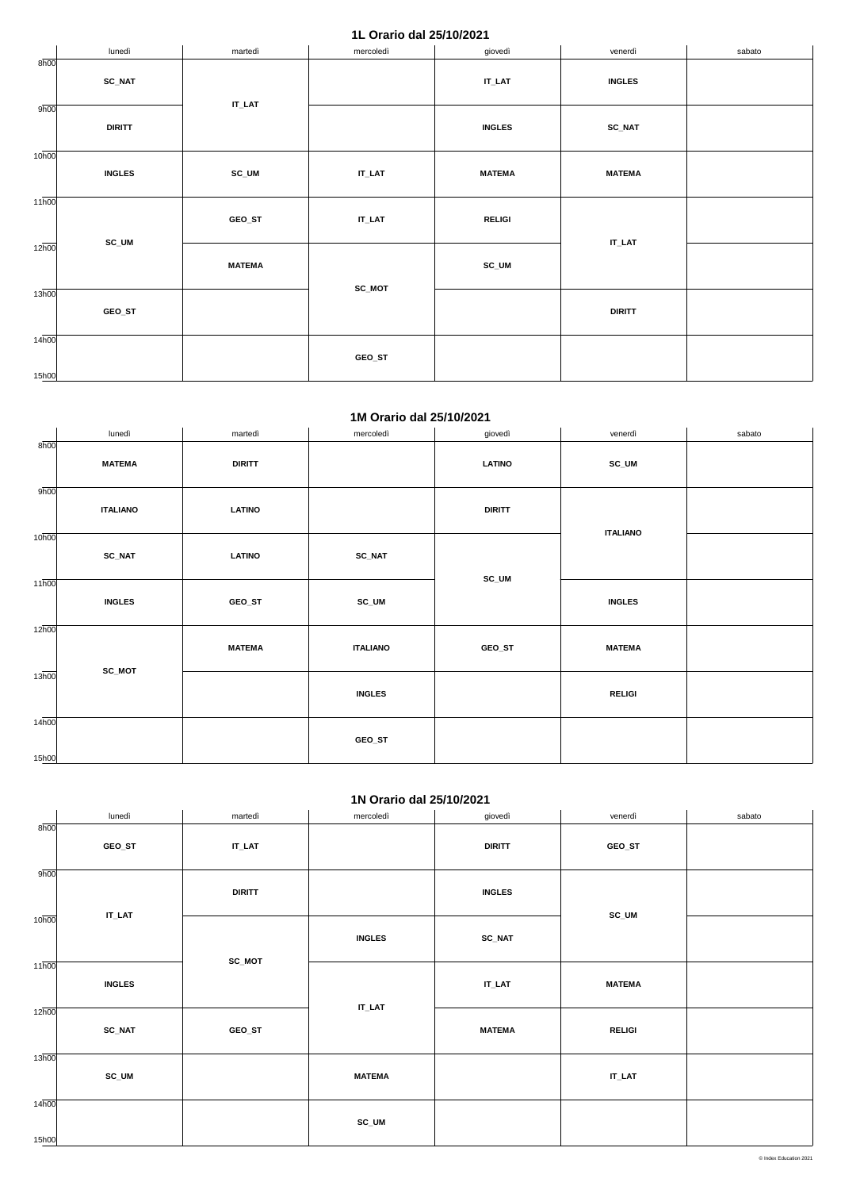## 1L Orario dal 25/10/2021

| | lunedì | martedì | mercoledì | giovedì | venerdì | sabato |
|---|---|---|---|---|---|---|
| 8h00 | **SC_NAT** | **IT_LAT** | | **IT_LAT** | **INGLES** | |
| 9h00 | **DIRITT** | **IT_LAT** | | **INGLES** | **SC_NAT** | |
| 10h00 | **INGLES** | **SC_UM** | **IT_LAT** | **MATEMA** | **MATEMA** | |
| 11h00 | **SC_UM** | **GEO_ST** | **IT_LAT** | **RELIGI** | **IT_LAT** | |
| 12h00 | **SC_UM** | **MATEMA** | **SC_MOT** | **SC_UM** | **IT_LAT** | |
| 13h00 | **GEO_ST** | | **SC_MOT** | | **DIRITT** | |
| 14h00 | | | **GEO_ST** | | | |
| 15h00 | | | | | | |

## 1M Orario dal 25/10/2021

| | lunedì | martedì | mercoledì | giovedì | venerdì | sabato |
|---|---|---|---|---|---|---|
| 8h00 | **MATEMA** | **DIRITT** | | **LATINO** | **SC_UM** | |
| 9h00 | **ITALIANO** | **LATINO** | | **DIRITT** | **ITALIANO** | |
| 10h00 | **SC_NAT** | **LATINO** | **SC_NAT** | **SC_UM** | **ITALIANO** | |
| 11h00 | **INGLES** | **GEO_ST** | **SC_UM** | **SC_UM** | **INGLES** | |
| 12h00 | **SC_MOT** | **MATEMA** | **ITALIANO** | **GEO_ST** | **MATEMA** | |
| 13h00 | **SC_MOT** | | **INGLES** | | **RELIGI** | |
| 14h00 | | | **GEO_ST** | | | |
| 15h00 | | | | | | |

## 1N Orario dal 25/10/2021

| | lunedì | martedì | mercoledì | giovedì | venerdì | sabato |
|---|---|---|---|---|---|---|
| 8h00 | **GEO_ST** | **IT_LAT** | | **DIRITT** | **GEO_ST** | |
| 9h00 | **IT_LAT** | **DIRITT** | | **INGLES** | **SC_UM** | |
| 10h00 | **IT_LAT** | **SC_MOT** | **INGLES** | **SC_NAT** | **SC_UM** | |
| 11h00 | **INGLES** | **SC_MOT** | **IT_LAT** | **IT_LAT** | **MATEMA** | |
| 12h00 | **SC_NAT** | **GEO_ST** | **IT_LAT** | **MATEMA** | **RELIGI** | |
| 13h00 | **SC_UM** | | **MATEMA** | | **IT_LAT** | |
| 14h00 | | | **SC_UM** | | | |
| 15h00 | | | | | | |

© Index Education 2021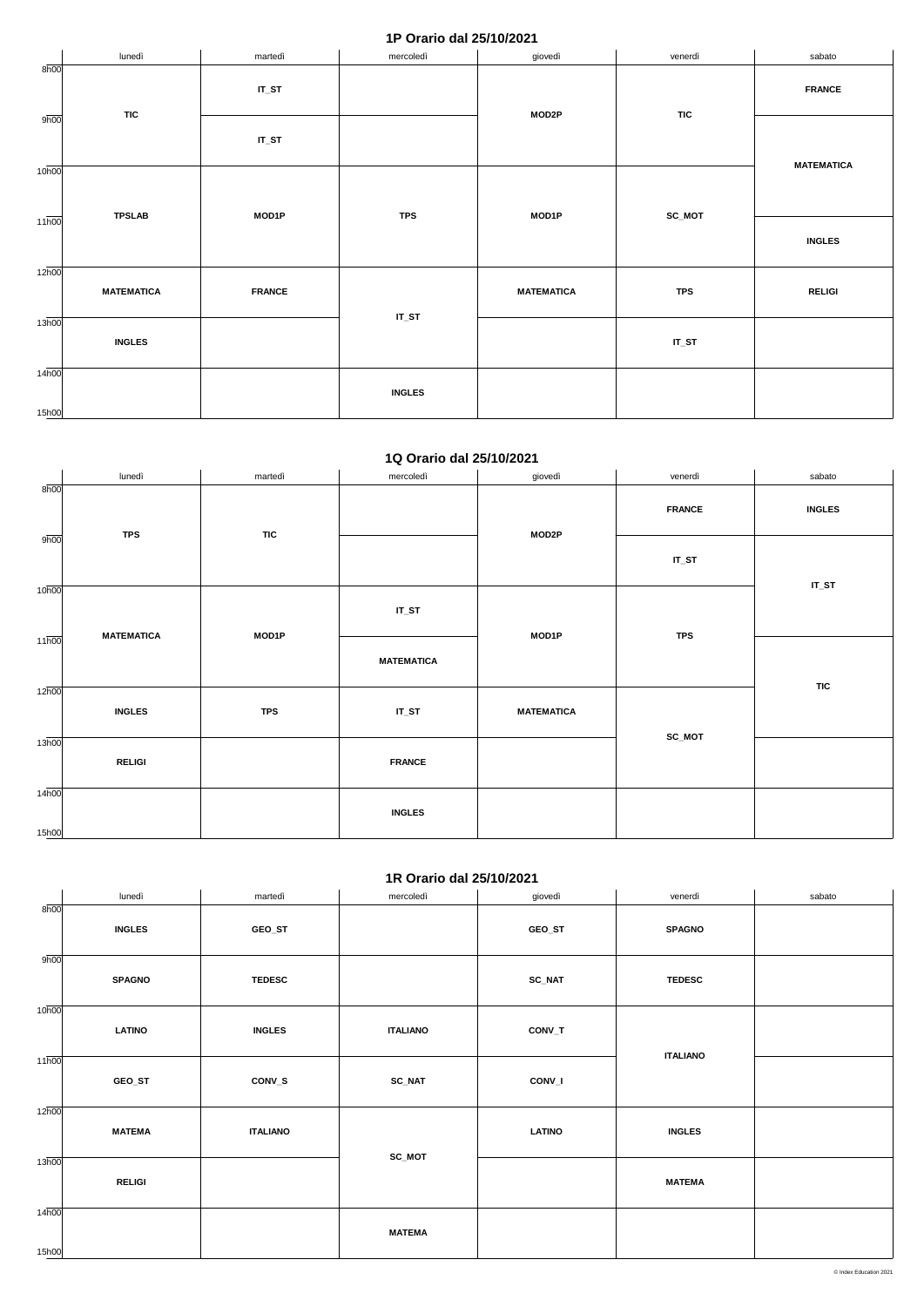## 1P Orario dal 25/10/2021

| | lunedì | martedì | mercoledì | giovedì | venerdì | sabato |
|---|---|---|---|---|---|---|
| 8h00 | TIC | IT_ST | | MOD2P | TIC | FRANCE |
| 9h00 | TIC | IT_ST | | MOD2P | TIC | MATEMATICA |
| 10h00 | TPSLAB | MOD1P | TPS | MOD1P | SC_MOT | MATEMATICA |
| 11h00 | TPSLAB | MOD1P | TPS | MOD1P | SC_MOT | INGLES |
| 12h00 | MATEMATICA | FRANCE | IT_ST | MATEMATICA | TPS | RELIGI |
| 13h00 | INGLES | | IT_ST | | IT_ST | |
| 14h00 | | | INGLES | | | |

## 1Q Orario dal 25/10/2021

| | lunedì | martedì | mercoledì | giovedì | venerdì | sabato |
|---|---|---|---|---|---|---|
| 8h00 | TPS | TIC | | MOD2P | FRANCE | INGLES |
| 9h00 | TPS | TIC | | MOD2P | IT_ST | IT_ST |
| 10h00 | MATEMATICA | MOD1P | IT_ST | MOD1P | TPS | IT_ST |
| 11h00 | MATEMATICA | MOD1P | MATEMATICA | MOD1P | TPS | TIC |
| 12h00 | INGLES | TPS | IT_ST | MATEMATICA | SC_MOT | TIC |
| 13h00 | RELIGI | | FRANCE | | SC_MOT | |
| 14h00 | | | INGLES | | | |

## 1R Orario dal 25/10/2021

| | lunedì | martedì | mercoledì | giovedì | venerdì | sabato |
|---|---|---|---|---|---|---|
| 8h00 | INGLES | GEO_ST | | GEO_ST | SPAGNO | |
| 9h00 | SPAGNO | TEDESC | | SC_NAT | TEDESC | |
| 10h00 | LATINO | INGLES | ITALIANO | CONV_T | ITALIANO | |
| 11h00 | GEO_ST | CONV_S | SC_NAT | CONV_I | ITALIANO | |
| 12h00 | MATEMA | ITALIANO | SC_MOT | LATINO | INGLES | |
| 13h00 | RELIGI | | SC_MOT | | MATEMA | |
| 14h00 | | | MATEMA | | | |

© Index Education 2021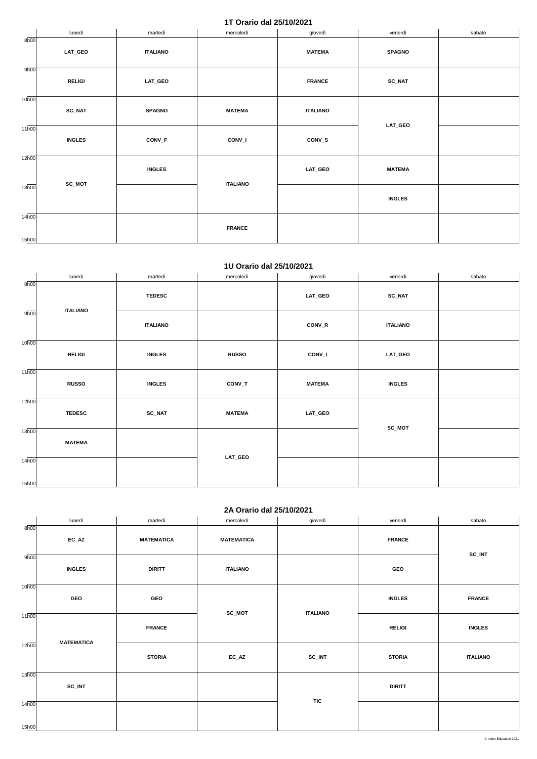## 1T Orario dal 25/10/2021

| | lunedì | martedì | mercoledì | giovedì | venerdì | sabato |
|---|---|---|---|---|---|---|
| 8h00 | LAT_GEO | ITALIANO | | MATEMA | SPAGNO | |
| 9h00 | RELIGI | LAT_GEO | | FRANCE | SC_NAT | |
| 10h00 | SC_NAT | SPAGNO | MATEMA | ITALIANO | LAT_GEO | |
| 11h00 | INGLES | CONV_F | CONV_I | CONV_S | LAT_GEO | |
| 12h00 | SC_MOT | INGLES | ITALIANO | LAT_GEO | MATEMA | |
| 13h00 | SC_MOT | | ITALIANO | | INGLES | |
| 14h00 | | | FRANCE | | | |

## 1U Orario dal 25/10/2021

| | lunedì | martedì | mercoledì | giovedì | venerdì | sabato |
|---|---|---|---|---|---|---|
| 8h00 | ITALIANO | TEDESC | | LAT_GEO | SC_NAT | |
| 9h00 | ITALIANO | ITALIANO | | CONV_R | ITALIANO | |
| 10h00 | RELIGI | INGLES | RUSSO | CONV_I | LAT_GEO | |
| 11h00 | RUSSO | INGLES | CONV_T | MATEMA | INGLES | |
| 12h00 | TEDESC | SC_NAT | MATEMA | LAT_GEO | SC_MOT | |
| 13h00 | MATEMA | | LAT_GEO | | SC_MOT | |
| 14h00 | | | LAT_GEO | | | |

## 2A Orario dal 25/10/2021

| | lunedì | martedì | mercoledì | giovedì | venerdì | sabato |
|---|---|---|---|---|---|---|
| 8h00 | EC_AZ | MATEMATICA | MATEMATICA | | FRANCE | SC_INT |
| 9h00 | INGLES | DIRITT | ITALIANO | | GEO | SC_INT |
| 10h00 | GEO | GEO | SC_MOT | ITALIANO | INGLES | FRANCE |
| 11h00 | MATEMATICA | FRANCE | SC_MOT | ITALIANO | RELIGI | INGLES |
| 12h00 | MATEMATICA | STORIA | EC_AZ | SC_INT | STORIA | ITALIANO |
| 13h00 | SC_INT | | | TIC | DIRITT | |
| 14h00 | | | | TIC | | |

© Index Education 2021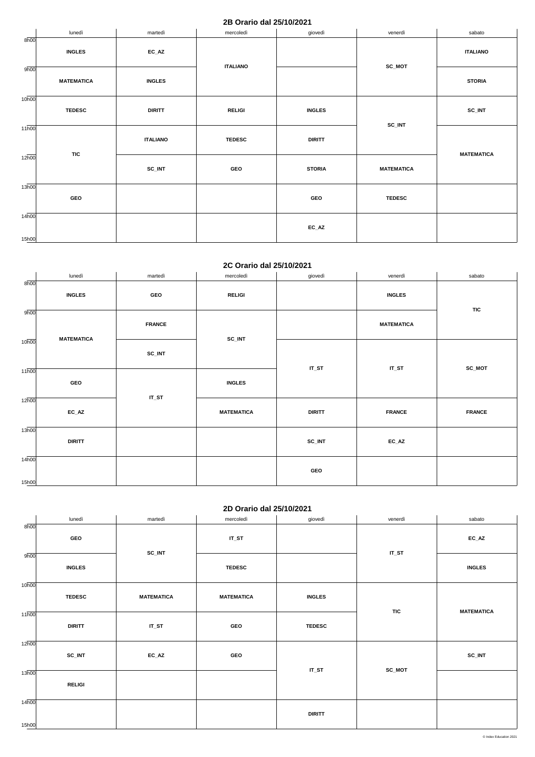## 2B Orario dal 25/10/2021

| | lunedì | martedì | mercoledì | giovedì | venerdì | sabato |
|---|---|---|---|---|---|---|
| 8h00 | **INGLES** | **EC_AZ** | **ITALIANO** | | **SC_MOT** | **ITALIANO** |
| 9h00 | **MATEMATICA** | **INGLES** | **ITALIANO** | | **SC_MOT** | **STORIA** |
| 10h00 | **TEDESC** | **DIRITT** | **RELIGI** | **INGLES** | **SC_INT** | **SC_INT** |
| 11h00 | **TIC** | **ITALIANO** | **TEDESC** | **DIRITT** | **SC_INT** | **MATEMATICA** |
| 12h00 | **TIC** | **SC_INT** | **GEO** | **STORIA** | **MATEMATICA** | **MATEMATICA** |
| 13h00 | **GEO** | | | **GEO** | **TEDESC** | |
| 14h00 | | | | **EC_AZ** | | |

## 2C Orario dal 25/10/2021

| | lunedì | martedì | mercoledì | giovedì | venerdì | sabato |
|---|---|---|---|---|---|---|
| 8h00 | **INGLES** | **GEO** | **RELIGI** | | **INGLES** | **TIC** |
| 9h00 | **MATEMATICA** | **FRANCE** | **SC_INT** | | **MATEMATICA** | **TIC** |
| 10h00 | **MATEMATICA** | **SC_INT** | **SC_INT** | **IT_ST** | **IT_ST** | **SC_MOT** |
| 11h00 | **GEO** | **IT_ST** | **INGLES** | **IT_ST** | **IT_ST** | **SC_MOT** |
| 12h00 | **EC_AZ** | **IT_ST** | **MATEMATICA** | **DIRITT** | **FRANCE** | **FRANCE** |
| 13h00 | **DIRITT** | | | **SC_INT** | **EC_AZ** | |
| 14h00 | | | | **GEO** | | |

## 2D Orario dal 25/10/2021

| | lunedì | martedì | mercoledì | giovedì | venerdì | sabato |
|---|---|---|---|---|---|---|
| 8h00 | **GEO** | **SC_INT** | **IT_ST** | | **IT_ST** | **EC_AZ** |
| 9h00 | **INGLES** | **SC_INT** | **TEDESC** | | **IT_ST** | **INGLES** |
| 10h00 | **TEDESC** | **MATEMATICA** | **MATEMATICA** | **INGLES** | **TIC** | **MATEMATICA** |
| 11h00 | **DIRITT** | **IT_ST** | **GEO** | **TEDESC** | **TIC** | **MATEMATICA** |
| 12h00 | **SC_INT** | **EC_AZ** | **GEO** | **IT_ST** | **SC_MOT** | **SC_INT** |
| 13h00 | **RELIGI** | | | **IT_ST** | **SC_MOT** | |
| 14h00 | | | | **DIRITT** | | |

© Index Education 2021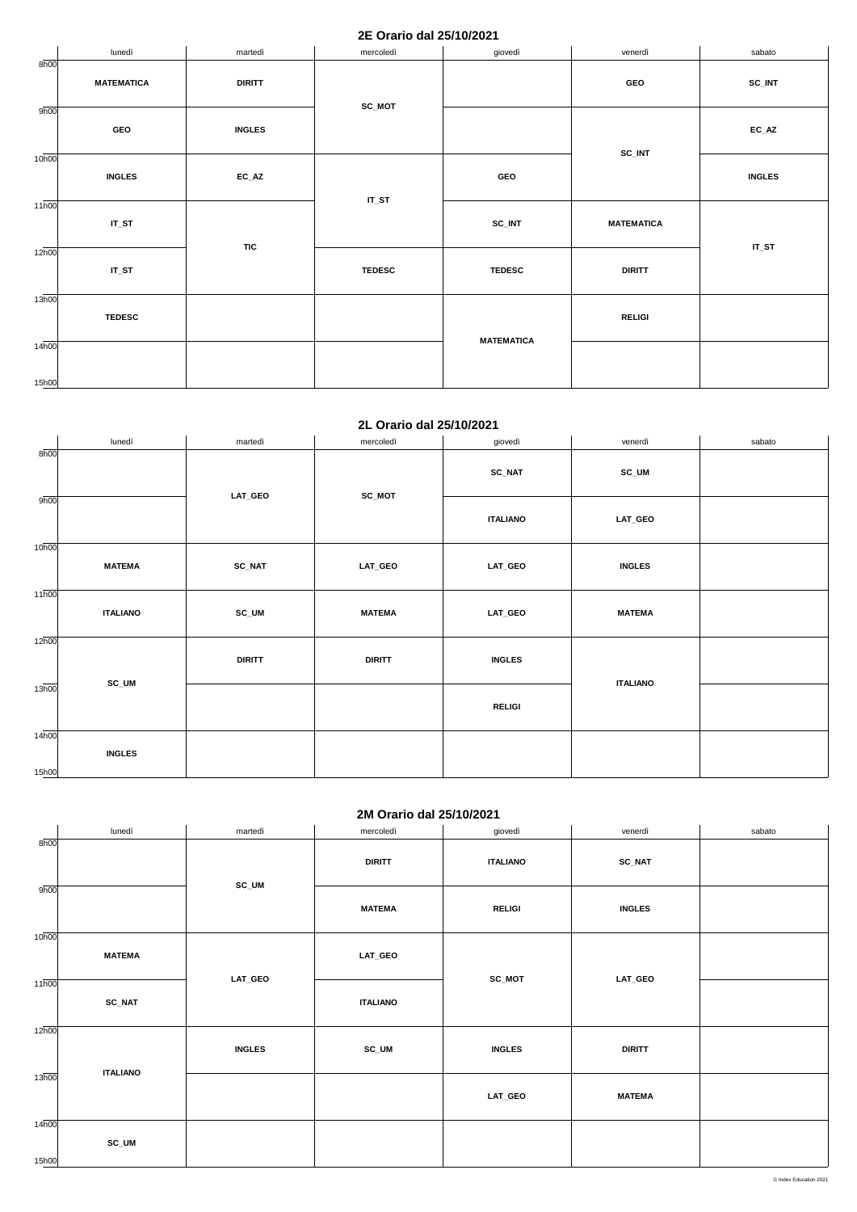## 2E Orario dal 25/10/2021

| | lunedì | martedì | mercoledì | giovedì | venerdì | sabato |
|---|---|---|---|---|---|---|
| 8h00 | **MATEMATICA** | **DIRITT** | **SC_MOT** | | **GEO** | **SC_INT** |
| 9h00 | **GEO** | **INGLES** | | | **SC_INT** | **EC_AZ** |
| 10h00 | **INGLES** | **EC_AZ** | **IT_ST** | **GEO** | | **INGLES** |
| 11h00 | **IT_ST** | **TIC** | | **SC_INT** | **MATEMATICA** | **IT_ST** |
| 12h00 | **IT_ST** | | **TEDESC** | **TEDESC** | **DIRITT** | |
| 13h00 | **TEDESC** | | | **MATEMATICA** | **RELIGI** | |
| 14h00 | | | | | | |

## 2L Orario dal 25/10/2021

| | lunedì | martedì | mercoledì | giovedì | venerdì | sabato |
|---|---|---|---|---|---|---|
| 8h00 | | **LAT_GEO** | **SC_MOT** | **SC_NAT** | **SC_UM** | |
| 9h00 | | | | **ITALIANO** | **LAT_GEO** | |
| 10h00 | **MATEMA** | **SC_NAT** | **LAT_GEO** | **LAT_GEO** | **INGLES** | |
| 11h00 | **ITALIANO** | **SC_UM** | **MATEMA** | **LAT_GEO** | **MATEMA** | |
| 12h00 | **SC_UM** | **DIRITT** | **DIRITT** | **INGLES** | **ITALIANO** | |
| 13h00 | | | | **RELIGI** | | |
| 14h00 | **INGLES** | | | | | |

## 2M Orario dal 25/10/2021

| | lunedì | martedì | mercoledì | giovedì | venerdì | sabato |
|---|---|---|---|---|---|---|
| 8h00 | | **SC_UM** | **DIRITT** | **ITALIANO** | **SC_NAT** | |
| 9h00 | | | **MATEMA** | **RELIGI** | **INGLES** | |
| 10h00 | **MATEMA** | **LAT_GEO** | **LAT_GEO** | **SC_MOT** | **LAT_GEO** | |
| 11h00 | **SC_NAT** | | **ITALIANO** | | | |
| 12h00 | **ITALIANO** | **INGLES** | **SC_UM** | **INGLES** | **DIRITT** | |
| 13h00 | | | | **LAT_GEO** | **MATEMA** | |
| 14h00 | **SC_UM** | | | | | |

© Index Education 2021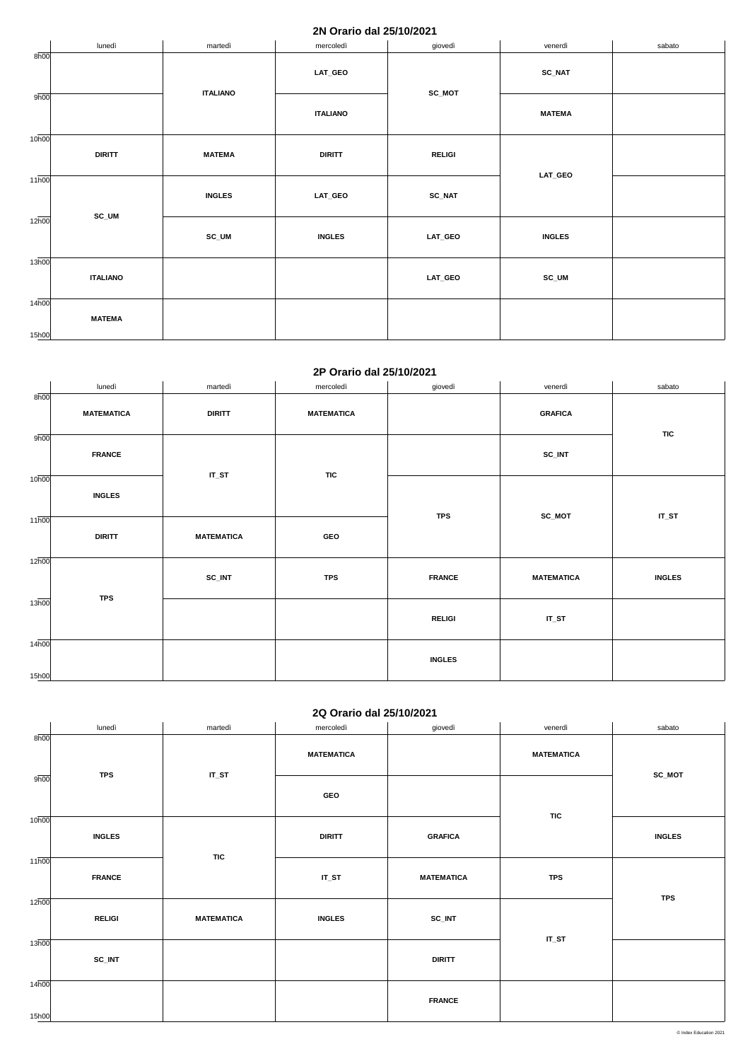## 2N Orario dal 25/10/2021

| | lunedì | martedì | mercoledì | giovedì | venerdì | sabato |
|---|---|---|---|---|---|---|
| 8h00 | | ITALIANO | LAT_GEO | SC_MOT | SC_NAT | |
| 9h00 | | ITALIANO | ITALIANO | SC_MOT | MATEMA | |
| 10h00 | DIRITT | MATEMA | DIRITT | RELIGI | LAT_GEO | |
| 11h00 | SC_UM | INGLES | LAT_GEO | SC_NAT | LAT_GEO | |
| 12h00 | SC_UM | SC_UM | INGLES | LAT_GEO | INGLES | |
| 13h00 | ITALIANO | | | LAT_GEO | SC_UM | |
| 14h00 | MATEMA | | | | | |

## 2P Orario dal 25/10/2021

| | lunedì | martedì | mercoledì | giovedì | venerdì | sabato |
|---|---|---|---|---|---|---|
| 8h00 | MATEMATICA | DIRITT | MATEMATICA | | GRAFICA | TIC |
| 9h00 | FRANCE | IT_ST | TIC | | SC_INT | TIC |
| 10h00 | INGLES | IT_ST | TIC | TPS | SC_MOT | IT_ST |
| 11h00 | DIRITT | MATEMATICA | GEO | TPS | SC_MOT | IT_ST |
| 12h00 | TPS | SC_INT | TPS | FRANCE | MATEMATICA | INGLES |
| 13h00 | TPS | | | RELIGI | IT_ST | |
| 14h00 | | | | INGLES | | |

## 2Q Orario dal 25/10/2021

| | lunedì | martedì | mercoledì | giovedì | venerdì | sabato |
|---|---|---|---|---|---|---|
| 8h00 | TPS | IT_ST | MATEMATICA | | MATEMATICA | SC_MOT |
| 9h00 | TPS | IT_ST | GEO | | TIC | SC_MOT |
| 10h00 | INGLES | TIC | DIRITT | GRAFICA | TIC | INGLES |
| 11h00 | FRANCE | TIC | IT_ST | MATEMATICA | TPS | TPS |
| 12h00 | RELIGI | MATEMATICA | INGLES | SC_INT | IT_ST | TPS |
| 13h00 | SC_INT | | | DIRITT | IT_ST | |
| 14h00 | | | | FRANCE | | |

© Index Education 2021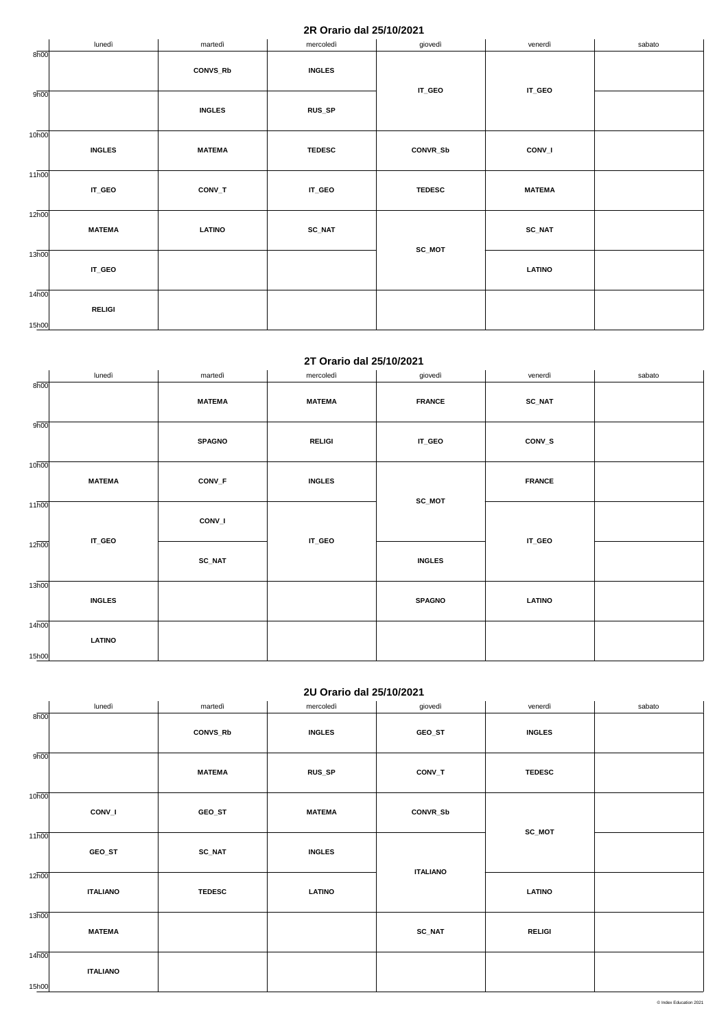## 2R Orario dal 25/10/2021

| | lunedì | martedì | mercoledì | giovedì | venerdì | sabato |
|---|---|---|---|---|---|---|
| 8h00 | | CONVS_Rb | INGLES | IT_GEO | IT_GEO | |
| 9h00 | | INGLES | RUS_SP | IT_GEO | IT_GEO | |
| 10h00 | INGLES | MATEMA | TEDESC | CONVR_Sb | CONV_I | |
| 11h00 | IT_GEO | CONV_T | IT_GEO | TEDESC | MATEMA | |
| 12h00 | MATEMA | LATINO | SC_NAT | SC_MOT | SC_NAT | |
| 13h00 | IT_GEO | | | SC_MOT | LATINO | |
| 14h00 | RELIGI | | | | | |
| 15h00 | | | | | | |

## 2T Orario dal 25/10/2021

| | lunedì | martedì | mercoledì | giovedì | venerdì | sabato |
|---|---|---|---|---|---|---|
| 8h00 | | MATEMA | MATEMA | FRANCE | SC_NAT | |
| 9h00 | | SPAGNO | RELIGI | IT_GEO | CONV_S | |
| 10h00 | MATEMA | CONV_F | INGLES | SC_MOT | FRANCE | |
| 11h00 | IT_GEO | CONV_I | IT_GEO | SC_MOT | IT_GEO | |
| 12h00 | IT_GEO | SC_NAT | IT_GEO | INGLES | IT_GEO | |
| 13h00 | INGLES | | | SPAGNO | LATINO | |
| 14h00 | LATINO | | | | | |
| 15h00 | | | | | | |

## 2U Orario dal 25/10/2021

| | lunedì | martedì | mercoledì | giovedì | venerdì | sabato |
|---|---|---|---|---|---|---|
| 8h00 | | CONVS_Rb | INGLES | GEO_ST | INGLES | |
| 9h00 | | MATEMA | RUS_SP | CONV_T | TEDESC | |
| 10h00 | CONV_I | GEO_ST | MATEMA | CONVR_Sb | SC_MOT | |
| 11h00 | GEO_ST | SC_NAT | INGLES | ITALIANO | SC_MOT | |
| 12h00 | ITALIANO | TEDESC | LATINO | ITALIANO | LATINO | |
| 13h00 | MATEMA | | | SC_NAT | RELIGI | |
| 14h00 | ITALIANO | | | | | |
| 15h00 | | | | | | |

© Index Education 2021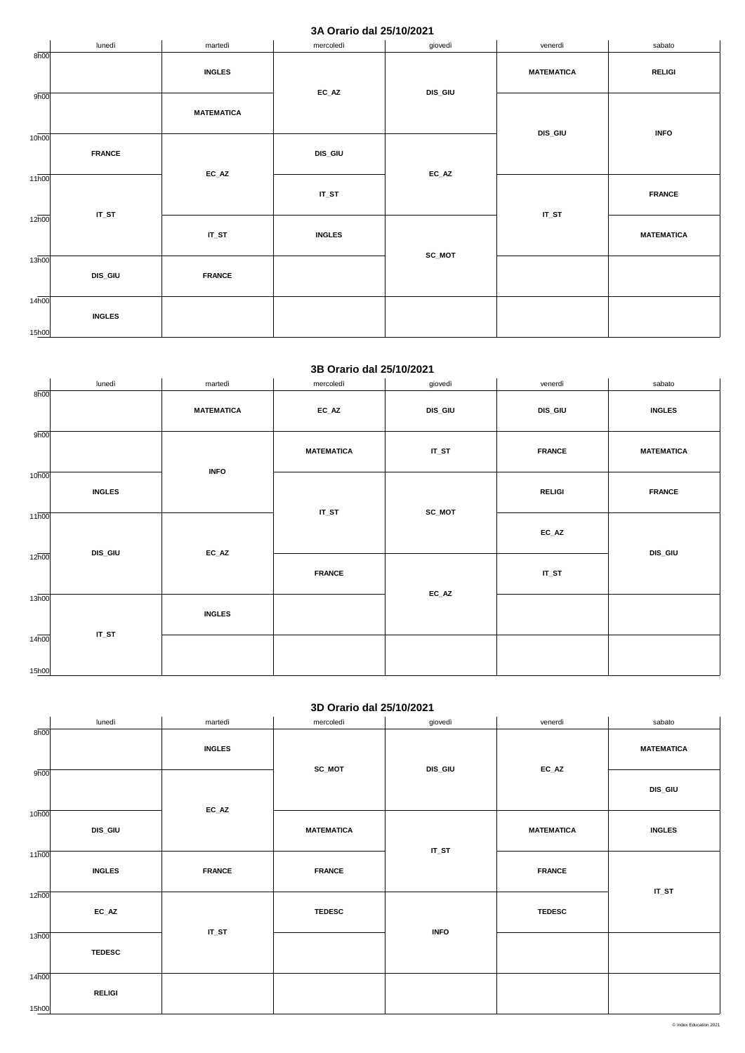## 3A Orario dal 25/10/2021

| | lunedì | martedì | mercoledì | giovedì | venerdì | sabato |
|---|---|---|---|---|---|---|
| 8h00 | | INGLES | EC_AZ | DIS_GIU | MATEMATICA | RELIGI |
| 9h00 | | MATEMATICA | EC_AZ | DIS_GIU | DIS_GIU | INFO |
| 10h00 | FRANCE | EC_AZ | DIS_GIU | EC_AZ | DIS_GIU | INFO |
| 11h00 | IT_ST | EC_AZ | IT_ST | EC_AZ | IT_ST | FRANCE |
| 12h00 | IT_ST | IT_ST | INGLES | SC_MOT | IT_ST | MATEMATICA |
| 13h00 | DIS_GIU | FRANCE | | SC_MOT | | |
| 14h00 | INGLES | | | | | |

## 3B Orario dal 25/10/2021

| | lunedì | martedì | mercoledì | giovedì | venerdì | sabato |
|---|---|---|---|---|---|---|
| 8h00 | | MATEMATICA | EC_AZ | DIS_GIU | DIS_GIU | INGLES |
| 9h00 | | INFO | MATEMATICA | IT_ST | FRANCE | MATEMATICA |
| 10h00 | INGLES | INFO | IT_ST | SC_MOT | RELIGI | FRANCE |
| 11h00 | DIS_GIU | EC_AZ | IT_ST | SC_MOT | EC_AZ | DIS_GIU |
| 12h00 | DIS_GIU | EC_AZ | FRANCE | EC_AZ | IT_ST | DIS_GIU |
| 13h00 | IT_ST | INGLES | | EC_AZ | | |
| 14h00 | IT_ST | | | | | |

## 3D Orario dal 25/10/2021

| | lunedì | martedì | mercoledì | giovedì | venerdì | sabato |
|---|---|---|---|---|---|---|
| 8h00 | | INGLES | SC_MOT | DIS_GIU | EC_AZ | MATEMATICA |
| 9h00 | | EC_AZ | SC_MOT | DIS_GIU | EC_AZ | DIS_GIU |
| 10h00 | DIS_GIU | EC_AZ | MATEMATICA | IT_ST | MATEMATICA | INGLES |
| 11h00 | INGLES | FRANCE | FRANCE | IT_ST | FRANCE | IT_ST |
| 12h00 | EC_AZ | IT_ST | TEDESC | INFO | TEDESC | IT_ST |
| 13h00 | TEDESC | IT_ST | | INFO | | |
| 14h00 | RELIGI | | | | | |

© Index Education 2021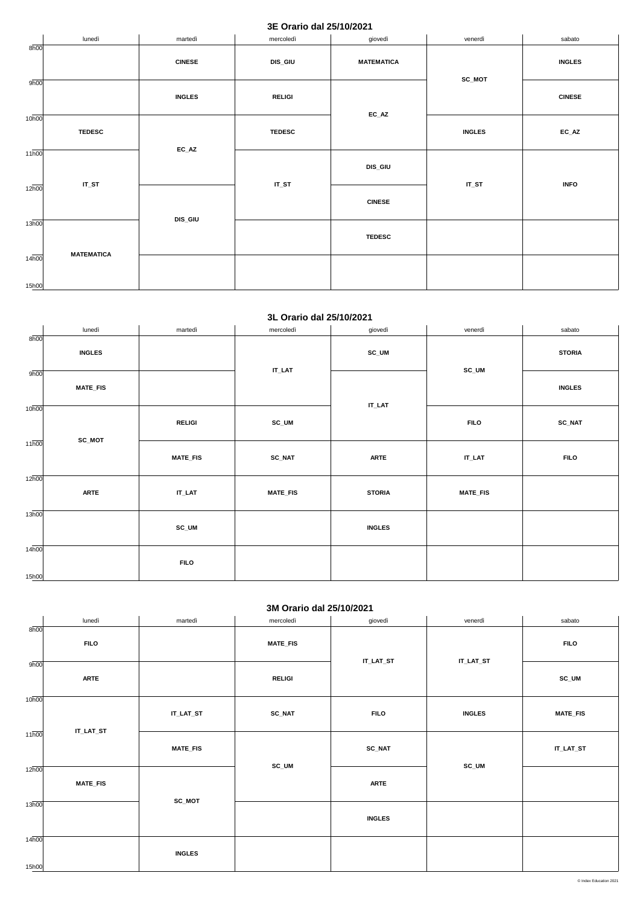## 3E Orario dal 25/10/2021

| | lunedì | martedì | mercoledì | giovedì | venerdì | sabato |
|---|---|---|---|---|---|---|
| 8h00 | | CINESE | DIS_GIU | MATEMATICA | SC_MOT | INGLES |
| 9h00 | | INGLES | RELIGI | EC_AZ | SC_MOT | CINESE |
| 10h00 | TEDESC | EC_AZ | TEDESC | EC_AZ | INGLES | EC_AZ |
| 11h00 | IT_ST | EC_AZ | IT_ST | DIS_GIU | IT_ST | INFO |
| 12h00 | IT_ST | DIS_GIU | IT_ST | CINESE | IT_ST | INFO |
| 13h00 | MATEMATICA | DIS_GIU | | TEDESC | | |
| 14h00 | MATEMATICA | | | | | |

## 3L Orario dal 25/10/2021

| | lunedì | martedì | mercoledì | giovedì | venerdì | sabato |
|---|---|---|---|---|---|---|
| 8h00 | INGLES | | IT_LAT | SC_UM | SC_UM | STORIA |
| 9h00 | MATE_FIS | | IT_LAT | IT_LAT | SC_UM | INGLES |
| 10h00 | SC_MOT | RELIGI | SC_UM | IT_LAT | FILO | SC_NAT |
| 11h00 | SC_MOT | MATE_FIS | SC_NAT | ARTE | IT_LAT | FILO |
| 12h00 | ARTE | IT_LAT | MATE_FIS | STORIA | MATE_FIS | |
| 13h00 | | SC_UM | | INGLES | | |
| 14h00 | | FILO | | | | |

## 3M Orario dal 25/10/2021

| | lunedì | martedì | mercoledì | giovedì | venerdì | sabato |
|---|---|---|---|---|---|---|
| 8h00 | FILO | | MATE_FIS | IT_LAT_ST | IT_LAT_ST | FILO |
| 9h00 | ARTE | | RELIGI | IT_LAT_ST | IT_LAT_ST | SC_UM |
| 10h00 | IT_LAT_ST | IT_LAT_ST | SC_NAT | FILO | INGLES | MATE_FIS |
| 11h00 | IT_LAT_ST | MATE_FIS | SC_UM | SC_NAT | SC_UM | IT_LAT_ST |
| 12h00 | MATE_FIS | SC_MOT | SC_UM | ARTE | SC_UM | |
| 13h00 | | SC_MOT | | INGLES | | |
| 14h00 | | INGLES | | | | |

© Index Education 2021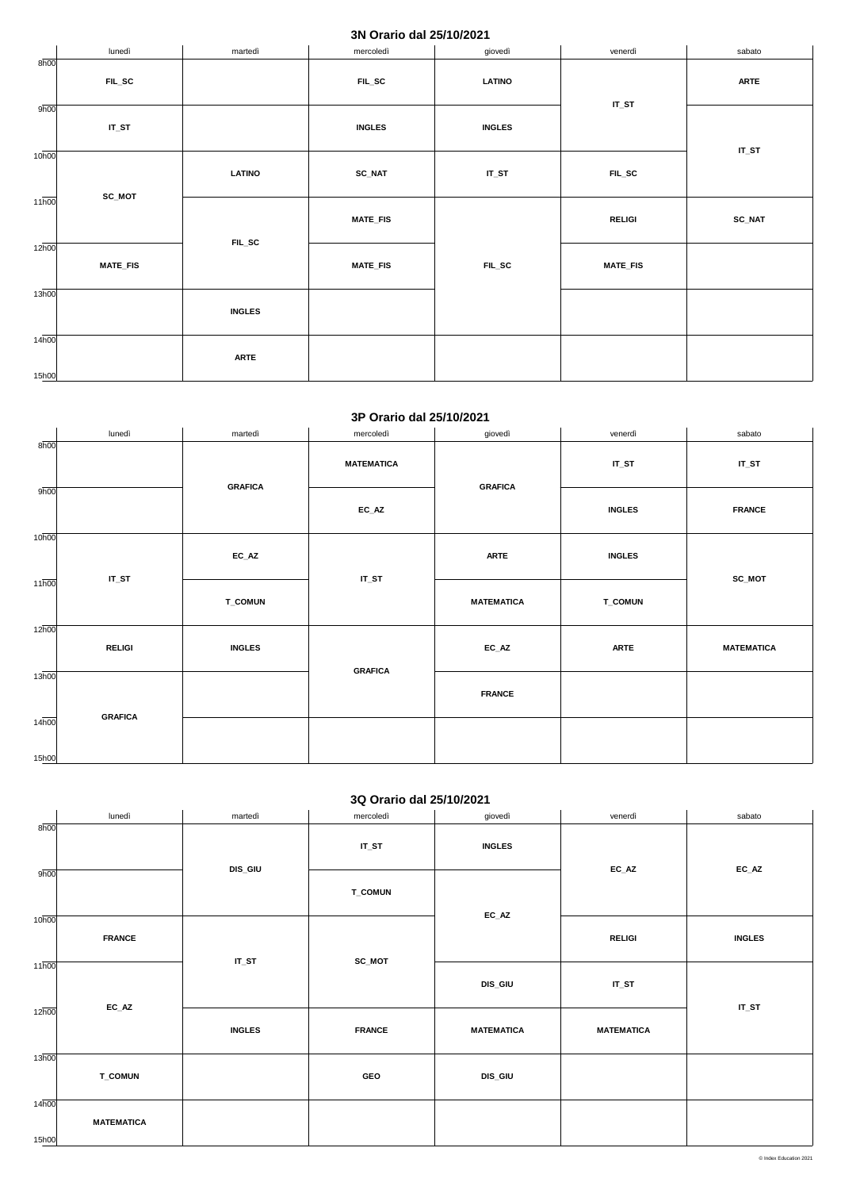## 3N Orario dal 25/10/2021

| | lunedì | martedì | mercoledì | giovedì | venerdì | sabato |
|---|---|---|---|---|---|---|
| 8h00 | FIL_SC | | FIL_SC | LATINO | IT_ST | ARTE |
| 9h00 | IT_ST | | INGLES | INGLES | IT_ST | IT_ST |
| 10h00 | SC_MOT | LATINO | SC_NAT | IT_ST | FIL_SC | IT_ST |
| 11h00 | SC_MOT | FIL_SC | MATE_FIS | FIL_SC | RELIGI | SC_NAT |
| 12h00 | MATE_FIS | FIL_SC | MATE_FIS | FIL_SC | MATE_FIS | |
| 13h00 | | INGLES | | FIL_SC | | |
| 14h00 | | ARTE | | | | |

## 3P Orario dal 25/10/2021

| | lunedì | martedì | mercoledì | giovedì | venerdì | sabato |
|---|---|---|---|---|---|---|
| 8h00 | | GRAFICA | MATEMATICA | GRAFICA | IT_ST | IT_ST |
| 9h00 | | GRAFICA | EC_AZ | GRAFICA | INGLES | FRANCE |
| 10h00 | IT_ST | EC_AZ | IT_ST | ARTE | INGLES | SC_MOT |
| 11h00 | IT_ST | T_COMUN | IT_ST | MATEMATICA | T_COMUN | SC_MOT |
| 12h00 | RELIGI | INGLES | GRAFICA | EC_AZ | ARTE | MATEMATICA |
| 13h00 | GRAFICA | | GRAFICA | FRANCE | | |
| 14h00 | GRAFICA | | | | | |

## 3Q Orario dal 25/10/2021

| | lunedì | martedì | mercoledì | giovedì | venerdì | sabato |
|---|---|---|---|---|---|---|
| 8h00 | | DIS_GIU | IT_ST | INGLES | EC_AZ | EC_AZ |
| 9h00 | | DIS_GIU | T_COMUN | EC_AZ | EC_AZ | EC_AZ |
| 10h00 | FRANCE | IT_ST | SC_MOT | EC_AZ | RELIGI | INGLES |
| 11h00 | EC_AZ | IT_ST | SC_MOT | DIS_GIU | IT_ST | IT_ST |
| 12h00 | EC_AZ | INGLES | FRANCE | MATEMATICA | MATEMATICA | IT_ST |
| 13h00 | T_COMUN | | GEO | DIS_GIU | | |
| 14h00 | MATEMATICA | | | | | |

© Index Education 2021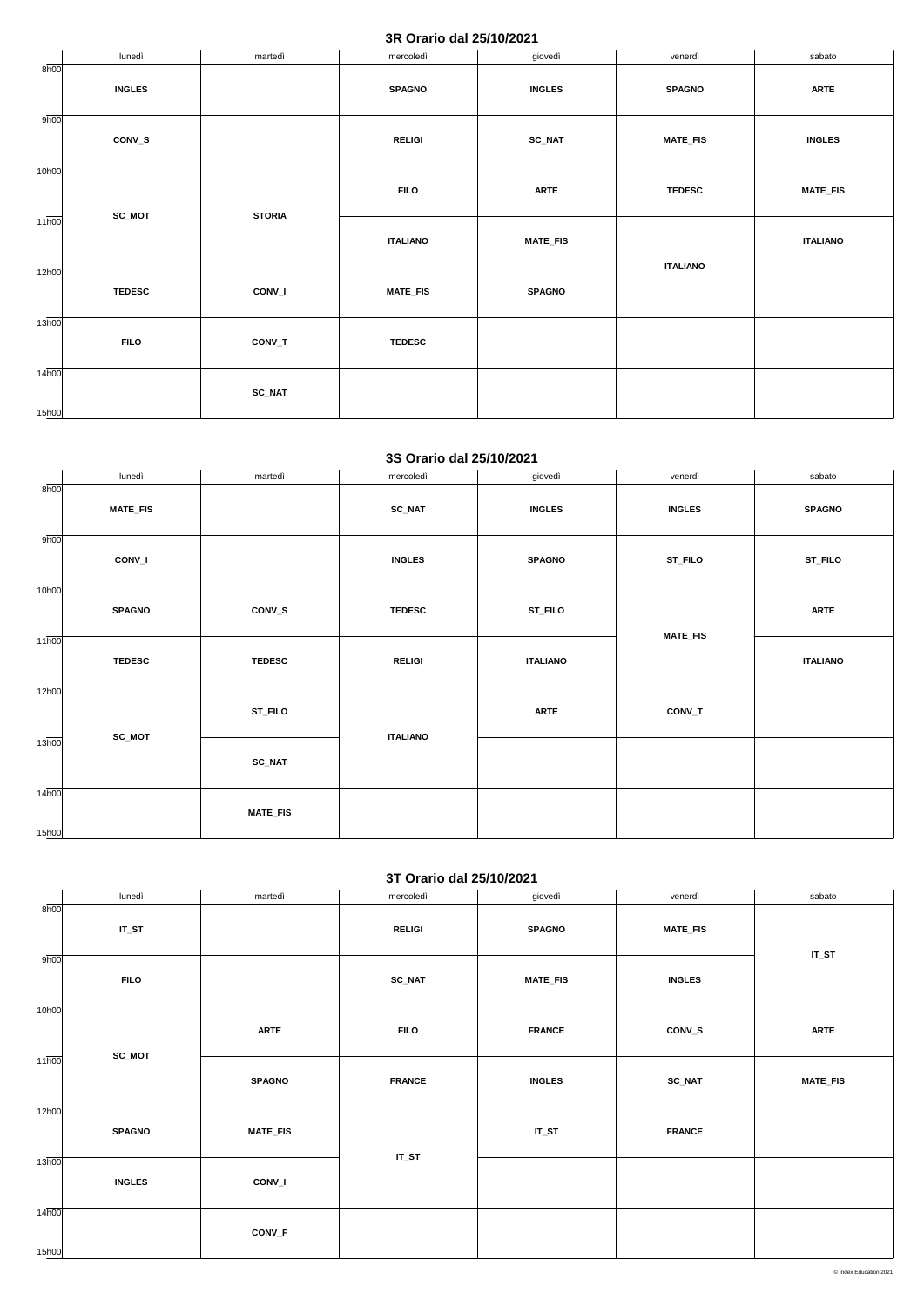## 3R Orario dal 25/10/2021

| | lunedì | martedì | mercoledì | giovedì | venerdì | sabato |
|---|---|---|---|---|---|---|
| 8h00 | **INGLES** | | **SPAGNO** | **INGLES** | **SPAGNO** | **ARTE** |
| 9h00 | **CONV_S** | | **RELIGI** | **SC_NAT** | **MATE_FIS** | **INGLES** |
| 10h00 | **SC_MOT** | **STORIA** | **FILO** | **ARTE** | **TEDESC** | **MATE_FIS** |
| 11h00 | | | **ITALIANO** | **MATE_FIS** | **ITALIANO** | **ITALIANO** |
| 12h00 | **TEDESC** | **CONV_I** | **MATE_FIS** | **SPAGNO** | | |
| 13h00 | **FILO** | **CONV_T** | **TEDESC** | | | |
| 14h00 | | **SC_NAT** | | | | |
| 15h00 | | | | | | |

## 3S Orario dal 25/10/2021

| | lunedì | martedì | mercoledì | giovedì | venerdì | sabato |
|---|---|---|---|---|---|---|
| 8h00 | **MATE_FIS** | | **SC_NAT** | **INGLES** | **INGLES** | **SPAGNO** |
| 9h00 | **CONV_I** | | **INGLES** | **SPAGNO** | **ST_FILO** | **ST_FILO** |
| 10h00 | **SPAGNO** | **CONV_S** | **TEDESC** | **ST_FILO** | **MATE_FIS** | **ARTE** |
| 11h00 | **TEDESC** | **TEDESC** | **RELIGI** | **ITALIANO** | | **ITALIANO** |
| 12h00 | **SC_MOT** | **ST_FILO** | **ITALIANO** | **ARTE** | **CONV_T** | |
| 13h00 | | **SC_NAT** | | | | |
| 14h00 | | **MATE_FIS** | | | | |
| 15h00 | | | | | | |

## 3T Orario dal 25/10/2021

| | lunedì | martedì | mercoledì | giovedì | venerdì | sabato |
|---|---|---|---|---|---|---|
| 8h00 | **IT_ST** | | **RELIGI** | **SPAGNO** | **MATE_FIS** | **IT_ST** |
| 9h00 | **FILO** | | **SC_NAT** | **MATE_FIS** | **INGLES** | |
| 10h00 | **SC_MOT** | **ARTE** | **FILO** | **FRANCE** | **CONV_S** | **ARTE** |
| 11h00 | | **SPAGNO** | **FRANCE** | **INGLES** | **SC_NAT** | **MATE_FIS** |
| 12h00 | **SPAGNO** | **MATE_FIS** | **IT_ST** | **IT_ST** | **FRANCE** | |
| 13h00 | **INGLES** | **CONV_I** | | | | |
| 14h00 | | **CONV_F** | | | | |
| 15h00 | | | | | | |

© Index Education 2021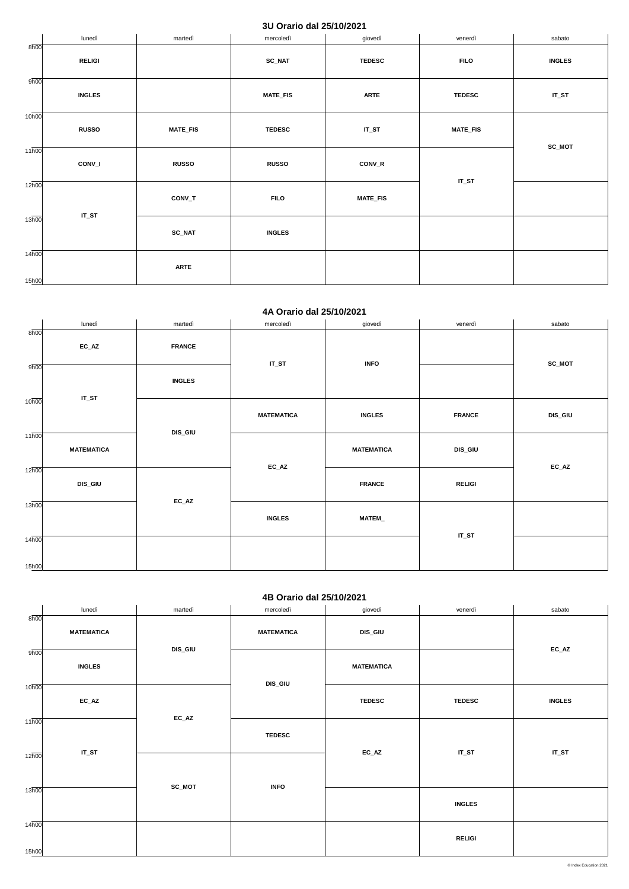## 3U Orario dal 25/10/2021

| | lunedì | martedì | mercoledì | giovedì | venerdì | sabato |
|---|---|---|---|---|---|---|
| 8h00 | **RELIGI** | | **SC_NAT** | **TEDESC** | **FILO** | **INGLES** |
| 9h00 | **INGLES** | | **MATE_FIS** | **ARTE** | **TEDESC** | **IT_ST** |
| 10h00 | **RUSSO** | **MATE_FIS** | **TEDESC** | **IT_ST** | **MATE_FIS** | **SC_MOT** |
| 11h00 | **CONV_I** | **RUSSO** | **RUSSO** | **CONV_R** | **IT_ST** | **SC_MOT** |
| 12h00 | **IT_ST** | **CONV_T** | **FILO** | **MATE_FIS** | **IT_ST** | |
| 13h00 | **IT_ST** | **SC_NAT** | **INGLES** | | | |
| 14h00 | | **ARTE** | | | | |

## 4A Orario dal 25/10/2021

| | lunedì | martedì | mercoledì | giovedì | venerdì | sabato |
|---|---|---|---|---|---|---|
| 8h00 | **EC_AZ** | **FRANCE** | **IT_ST** | **INFO** | | **SC_MOT** |
| 9h00 | **IT_ST** | **INGLES** | **IT_ST** | **INFO** | | **SC_MOT** |
| 10h00 | **IT_ST** | **DIS_GIU** | **MATEMATICA** | **INGLES** | **FRANCE** | **DIS_GIU** |
| 11h00 | **MATEMATICA** | **DIS_GIU** | **EC_AZ** | **MATEMATICA** | **DIS_GIU** | **EC_AZ** |
| 12h00 | **DIS_GIU** | **EC_AZ** | **EC_AZ** | **FRANCE** | **RELIGI** | **EC_AZ** |
| 13h00 | | **EC_AZ** | **INGLES** | **MATEM_** | **IT_ST** | |
| 14h00 | | | | | **IT_ST** | |

## 4B Orario dal 25/10/2021

| | lunedì | martedì | mercoledì | giovedì | venerdì | sabato |
|---|---|---|---|---|---|---|
| 8h00 | **MATEMATICA** | **DIS_GIU** | **MATEMATICA** | **DIS_GIU** | | **EC_AZ** |
| 9h00 | **INGLES** | **DIS_GIU** | **DIS_GIU** | **MATEMATICA** | | **EC_AZ** |
| 10h00 | **EC_AZ** | **EC_AZ** | **DIS_GIU** | **TEDESC** | **TEDESC** | **INGLES** |
| 11h00 | **IT_ST** | **EC_AZ** | **TEDESC** | **EC_AZ** | **IT_ST** | **IT_ST** |
| 12h00 | **IT_ST** | **SC_MOT** | **INFO** | **EC_AZ** | **IT_ST** | **IT_ST** |
| 13h00 | | **SC_MOT** | **INFO** | | **INGLES** | |
| 14h00 | | | | | **RELIGI** | |

© Index Education 2021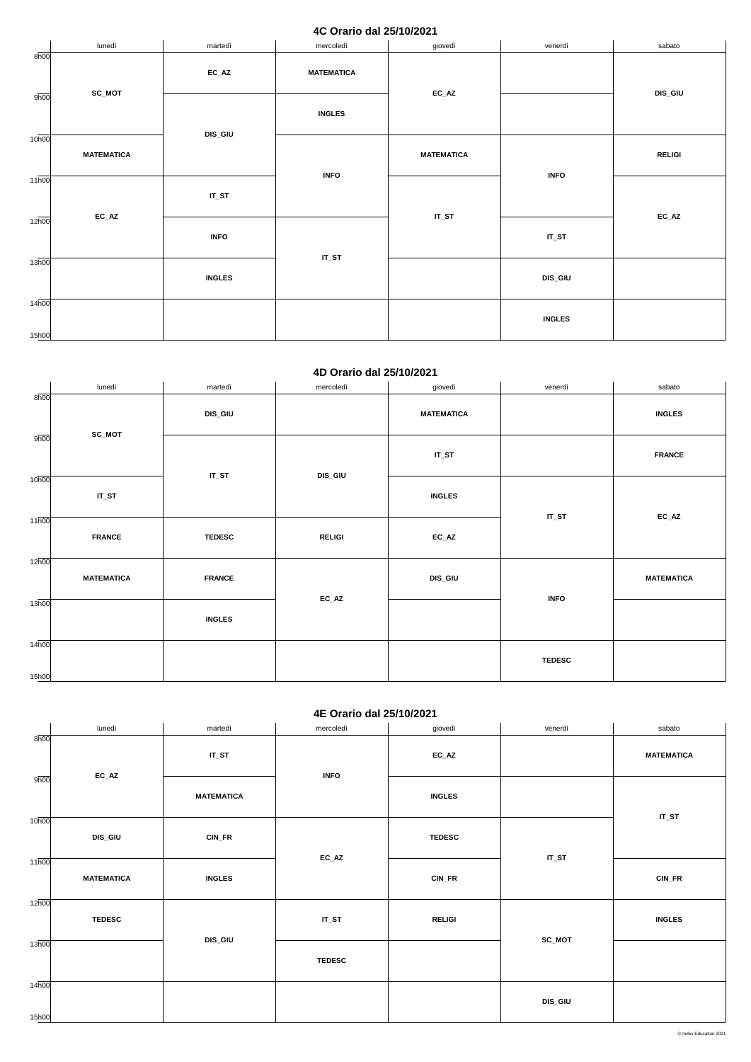## 4C Orario dal 25/10/2021

| | lunedì | martedì | mercoledì | giovedì | venerdì | sabato |
|---|---|---|---|---|---|---|
| 8h00 | **SC_MOT** | **EC_AZ** | **MATEMATICA** | **EC_AZ** | | **DIS_GIU** |
| 9h00 | **SC_MOT** | **DIS_GIU** | **INGLES** | **EC_AZ** | | **DIS_GIU** |
| 10h00 | **MATEMATICA** | **DIS_GIU** | **INFO** | **MATEMATICA** | **INFO** | **RELIGI** |
| 11h00 | **EC_AZ** | **IT_ST** | **INFO** | **IT_ST** | **INFO** | **EC_AZ** |
| 12h00 | **EC_AZ** | **INFO** | **IT_ST** | **IT_ST** | **IT_ST** | **EC_AZ** |
| 13h00 | | **INGLES** | **IT_ST** | | **DIS_GIU** | |
| 14h00 | | | | | **INGLES** | |

## 4D Orario dal 25/10/2021

| | lunedì | martedì | mercoledì | giovedì | venerdì | sabato |
|---|---|---|---|---|---|---|
| 8h00 | **SC_MOT** | **DIS_GIU** | | **MATEMATICA** | | **INGLES** |
| 9h00 | **SC_MOT** | **IT_ST** | **DIS_GIU** | **IT_ST** | | **FRANCE** |
| 10h00 | **IT_ST** | **IT_ST** | **DIS_GIU** | **INGLES** | **IT_ST** | **EC_AZ** |
| 11h00 | **FRANCE** | **TEDESC** | **RELIGI** | **EC_AZ** | **IT_ST** | **EC_AZ** |
| 12h00 | **MATEMATICA** | **FRANCE** | **EC_AZ** | **DIS_GIU** | **INFO** | **MATEMATICA** |
| 13h00 | | **INGLES** | **EC_AZ** | | **INFO** | |
| 14h00 | | | | | **TEDESC** | |

## 4E Orario dal 25/10/2021

| | lunedì | martedì | mercoledì | giovedì | venerdì | sabato |
|---|---|---|---|---|---|---|
| 8h00 | **EC_AZ** | **IT_ST** | **INFO** | **EC_AZ** | | **MATEMATICA** |
| 9h00 | **EC_AZ** | **MATEMATICA** | **INFO** | **INGLES** | | **IT_ST** |
| 10h00 | **DIS_GIU** | **CIN_FR** | **EC_AZ** | **TEDESC** | **IT_ST** | **IT_ST** |
| 11h00 | **MATEMATICA** | **INGLES** | **EC_AZ** | **CIN_FR** | **IT_ST** | **CIN_FR** |
| 12h00 | **TEDESC** | **DIS_GIU** | **IT_ST** | **RELIGI** | **SC_MOT** | **INGLES** |
| 13h00 | | **DIS_GIU** | **TEDESC** | | **SC_MOT** | |
| 14h00 | | | | | **DIS_GIU** | |

© Index Education 2021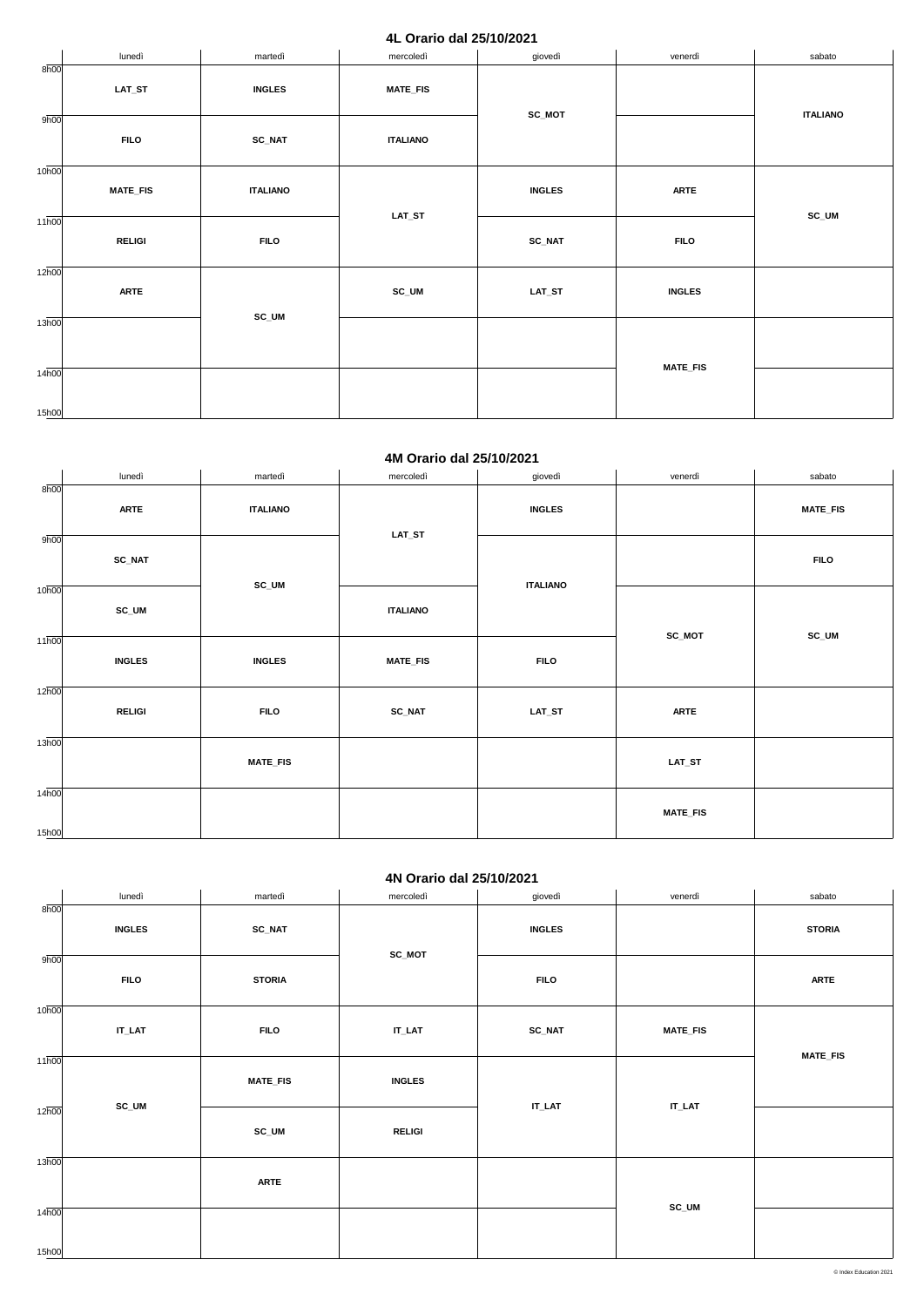## 4L Orario dal 25/10/2021

| | lunedì | martedì | mercoledì | giovedì | venerdì | sabato |
|---|---|---|---|---|---|---|
| 8h00 | LAT_ST | INGLES | MATE_FIS | SC_MOT | | ITALIANO |
| 9h00 | FILO | SC_NAT | ITALIANO | SC_MOT | | ITALIANO |
| 10h00 | MATE_FIS | ITALIANO | LAT_ST | INGLES | ARTE | SC_UM |
| 11h00 | RELIGI | FILO | LAT_ST | SC_NAT | FILO | SC_UM |
| 12h00 | ARTE | SC_UM | SC_UM | LAT_ST | INGLES | |
| 13h00 | | SC_UM | | | MATE_FIS | |
| 14h00 | | | | | MATE_FIS | |

## 4M Orario dal 25/10/2021

| | lunedì | martedì | mercoledì | giovedì | venerdì | sabato |
|---|---|---|---|---|---|---|
| 8h00 | ARTE | ITALIANO | LAT_ST | INGLES | | MATE_FIS |
| 9h00 | SC_NAT | SC_UM | LAT_ST | ITALIANO | | FILO |
| 10h00 | SC_UM | SC_UM | ITALIANO | ITALIANO | SC_MOT | SC_UM |
| 11h00 | INGLES | INGLES | MATE_FIS | FILO | SC_MOT | SC_UM |
| 12h00 | RELIGI | FILO | SC_NAT | LAT_ST | ARTE | |
| 13h00 | | MATE_FIS | | | LAT_ST | |
| 14h00 | | | | | MATE_FIS | |

## 4N Orario dal 25/10/2021

| | lunedì | martedì | mercoledì | giovedì | venerdì | sabato |
|---|---|---|---|---|---|---|
| 8h00 | INGLES | SC_NAT | SC_MOT | INGLES | | STORIA |
| 9h00 | FILO | STORIA | SC_MOT | FILO | | ARTE |
| 10h00 | IT_LAT | FILO | IT_LAT | SC_NAT | MATE_FIS | MATE_FIS |
| 11h00 | SC_UM | MATE_FIS | INGLES | IT_LAT | IT_LAT | MATE_FIS |
| 12h00 | SC_UM | SC_UM | RELIGI | IT_LAT | IT_LAT | |
| 13h00 | | ARTE | | | SC_UM | |
| 14h00 | | | | | SC_UM | |

© Index Education 2021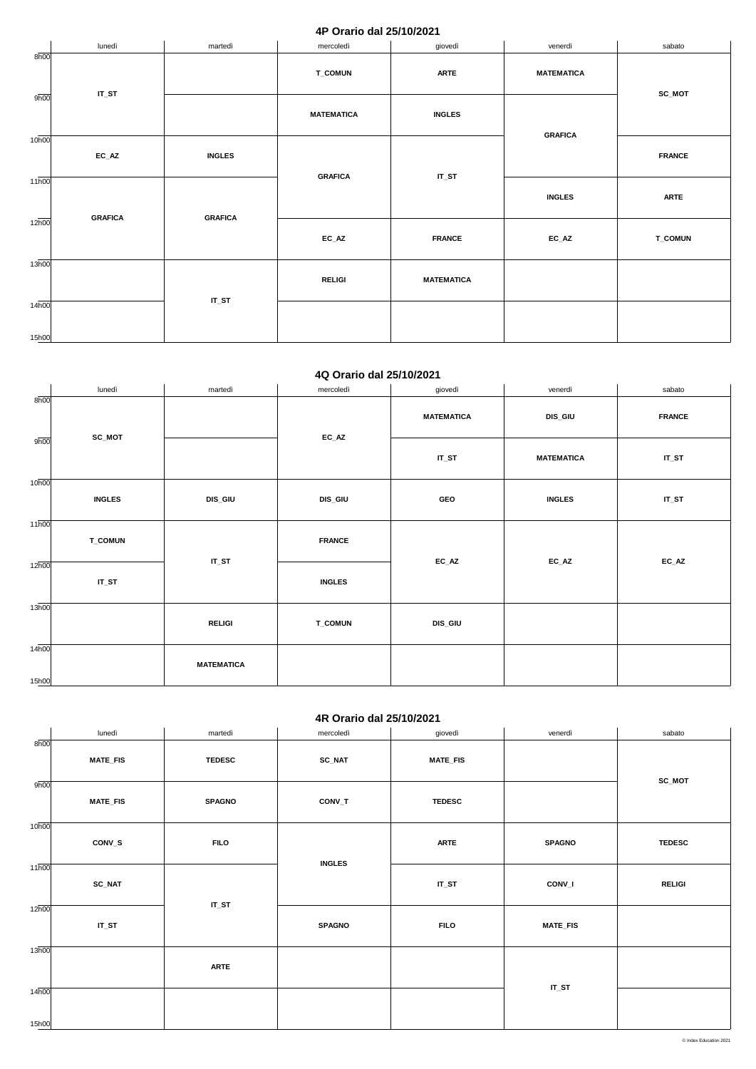## 4P Orario dal 25/10/2021

| | lunedì | martedì | mercoledì | giovedì | venerdì | sabato |
|---|---|---|---|---|---|---|
| 8h00 | IT_ST | | T_COMUN | ARTE | MATEMATICA | SC_MOT |
| 9h00 | IT_ST | | MATEMATICA | INGLES | GRAFICA | SC_MOT |
| 10h00 | EC_AZ | INGLES | GRAFICA | IT_ST | GRAFICA | FRANCE |
| 11h00 | GRAFICA | GRAFICA | GRAFICA | IT_ST | INGLES | ARTE |
| 12h00 | GRAFICA | GRAFICA | EC_AZ | FRANCE | EC_AZ | T_COMUN |
| 13h00 | | IT_ST | RELIGI | MATEMATICA | | |
| 14h00 | | IT_ST | | | | |

## 4Q Orario dal 25/10/2021

| | lunedì | martedì | mercoledì | giovedì | venerdì | sabato |
|---|---|---|---|---|---|---|
| 8h00 | SC_MOT | | EC_AZ | MATEMATICA | DIS_GIU | FRANCE |
| 9h00 | SC_MOT | | EC_AZ | IT_ST | MATEMATICA | IT_ST |
| 10h00 | INGLES | DIS_GIU | DIS_GIU | GEO | INGLES | IT_ST |
| 11h00 | T_COMUN | IT_ST | FRANCE | EC_AZ | EC_AZ | EC_AZ |
| 12h00 | IT_ST | IT_ST | INGLES | EC_AZ | EC_AZ | EC_AZ |
| 13h00 | | RELIGI | T_COMUN | DIS_GIU | | |
| 14h00 | | MATEMATICA | | | | |

## 4R Orario dal 25/10/2021

| | lunedì | martedì | mercoledì | giovedì | venerdì | sabato |
|---|---|---|---|---|---|---|
| 8h00 | MATE_FIS | TEDESC | SC_NAT | MATE_FIS | | SC_MOT |
| 9h00 | MATE_FIS | SPAGNO | CONV_T | TEDESC | | SC_MOT |
| 10h00 | CONV_S | FILO | INGLES | ARTE | SPAGNO | TEDESC |
| 11h00 | SC_NAT | IT_ST | INGLES | IT_ST | CONV_I | RELIGI |
| 12h00 | IT_ST | IT_ST | SPAGNO | FILO | MATE_FIS | |
| 13h00 | | ARTE | | | IT_ST | |
| 14h00 | | | | | IT_ST | |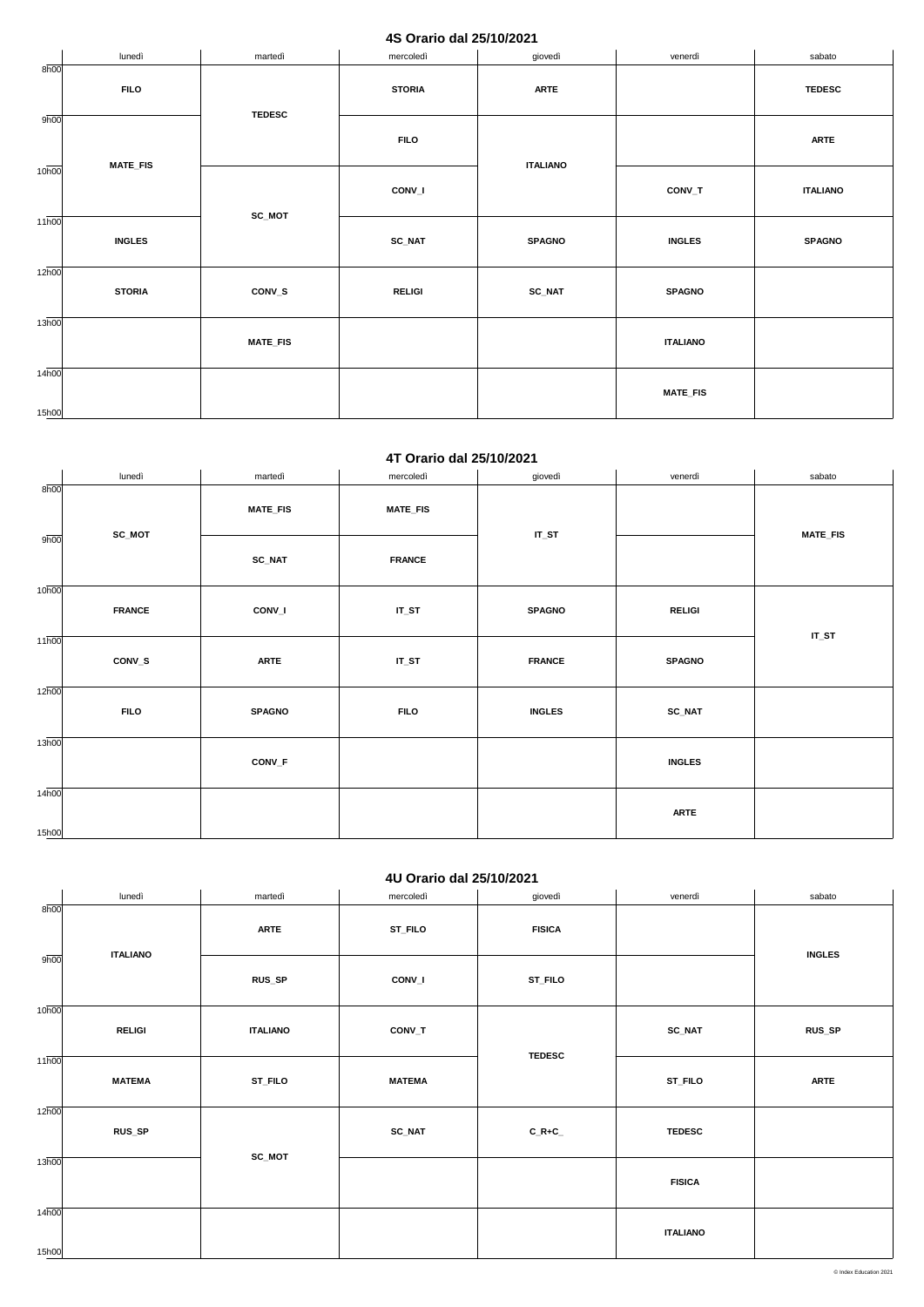## 4S Orario dal 25/10/2021

| | lunedì | martedì | mercoledì | giovedì | venerdì | sabato |
|---|---|---|---|---|---|---|
| 8h00 | FILO | TEDESC | STORIA | ARTE | | TEDESC |
| 9h00 | MATE_FIS | TEDESC | FILO | ITALIANO | | ARTE |
| 10h00 | MATE_FIS | SC_MOT | CONV_I | ITALIANO | CONV_T | ITALIANO |
| 11h00 | INGLES | SC_MOT | SC_NAT | SPAGNO | INGLES | SPAGNO |
| 12h00 | STORIA | CONV_S | RELIGI | SC_NAT | SPAGNO | |
| 13h00 | | MATE_FIS | | | ITALIANO | |
| 14h00 | | | | | MATE_FIS | |

## 4T Orario dal 25/10/2021

| | lunedì | martedì | mercoledì | giovedì | venerdì | sabato |
|---|---|---|---|---|---|---|
| 8h00 | SC_MOT | MATE_FIS | MATE_FIS | IT_ST | | MATE_FIS |
| 9h00 | SC_MOT | SC_NAT | FRANCE | IT_ST | | MATE_FIS |
| 10h00 | FRANCE | CONV_I | IT_ST | SPAGNO | RELIGI | IT_ST |
| 11h00 | CONV_S | ARTE | IT_ST | FRANCE | SPAGNO | IT_ST |
| 12h00 | FILO | SPAGNO | FILO | INGLES | SC_NAT | |
| 13h00 | | CONV_F | | | INGLES | |
| 14h00 | | | | | ARTE | |

## 4U Orario dal 25/10/2021

| | lunedì | martedì | mercoledì | giovedì | venerdì | sabato |
|---|---|---|---|---|---|---|
| 8h00 | ITALIANO | ARTE | ST_FILO | FISICA | | INGLES |
| 9h00 | ITALIANO | RUS_SP | CONV_I | ST_FILO | | INGLES |
| 10h00 | RELIGI | ITALIANO | CONV_T | TEDESC | SC_NAT | RUS_SP |
| 11h00 | MATEMA | ST_FILO | MATEMA | TEDESC | ST_FILO | ARTE |
| 12h00 | RUS_SP | SC_MOT | SC_NAT | C_R+C_ | TEDESC | |
| 13h00 | | SC_MOT | | | FISICA | |
| 14h00 | | | | | ITALIANO | |

© Index Education 2021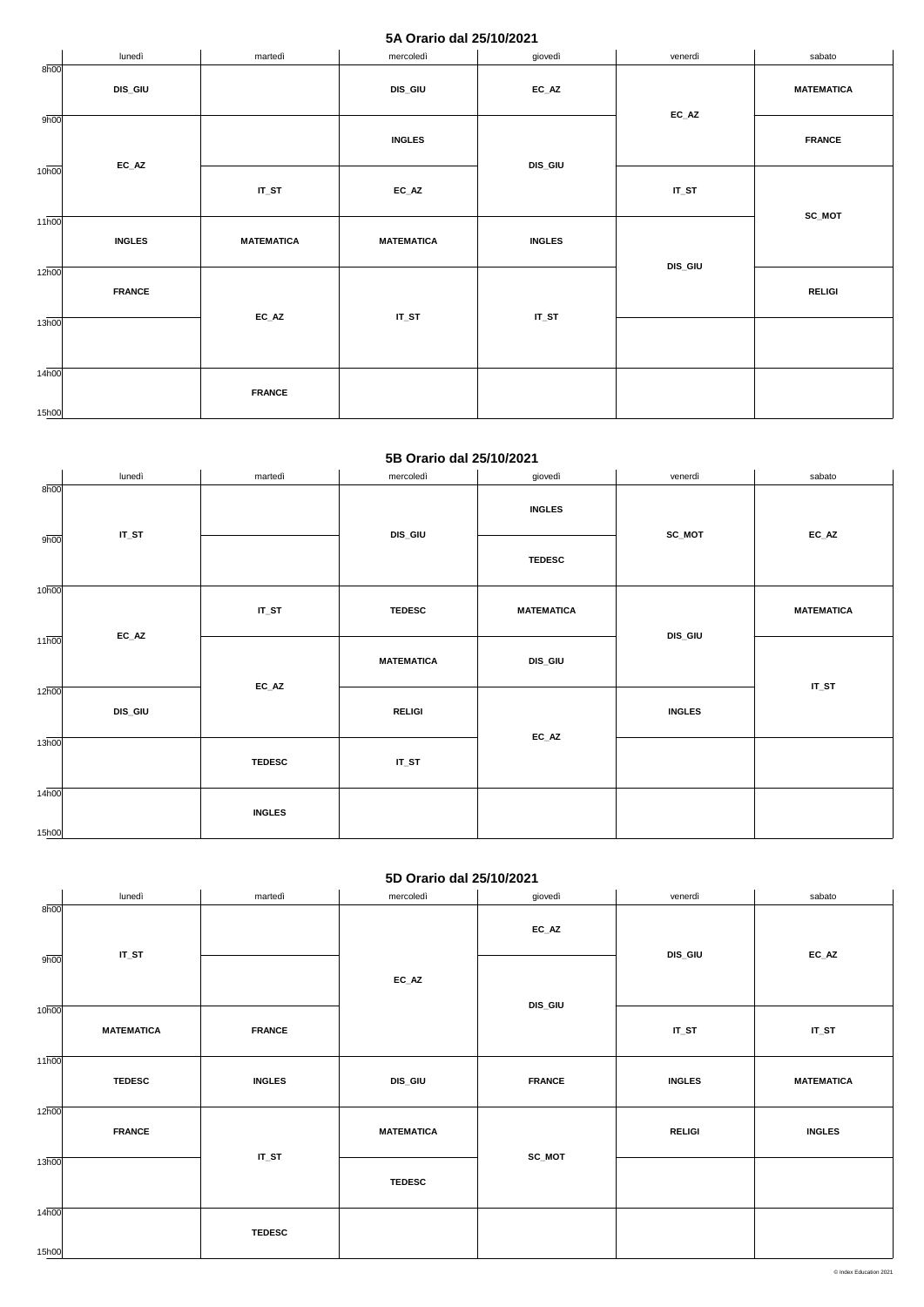## 5A Orario dal 25/10/2021

| | lunedì | martedì | mercoledì | giovedì | venerdì | sabato |
|---|---|---|---|---|---|---|
| 8h00 | DIS_GIU | | DIS_GIU | EC_AZ | EC_AZ | MATEMATICA |
| 9h00 | EC_AZ | | INGLES | DIS_GIU | EC_AZ | FRANCE |
| 10h00 | EC_AZ | IT_ST | EC_AZ | DIS_GIU | IT_ST | SC_MOT |
| 11h00 | INGLES | MATEMATICA | MATEMATICA | INGLES | DIS_GIU | SC_MOT |
| 12h00 | FRANCE | EC_AZ | IT_ST | IT_ST | DIS_GIU | RELIGI |
| 13h00 | | EC_AZ | IT_ST | IT_ST | | |
| 14h00 | | FRANCE | | | | |

## 5B Orario dal 25/10/2021

| | lunedì | martedì | mercoledì | giovedì | venerdì | sabato |
|---|---|---|---|---|---|---|
| 8h00 | IT_ST | | DIS_GIU | INGLES | SC_MOT | EC_AZ |
| 9h00 | IT_ST | | DIS_GIU | TEDESC | SC_MOT | EC_AZ |
| 10h00 | EC_AZ | IT_ST | TEDESC | MATEMATICA | DIS_GIU | MATEMATICA |
| 11h00 | EC_AZ | EC_AZ | MATEMATICA | DIS_GIU | DIS_GIU | IT_ST |
| 12h00 | DIS_GIU | EC_AZ | RELIGI | EC_AZ | INGLES | IT_ST |
| 13h00 | | TEDESC | IT_ST | EC_AZ | | |
| 14h00 | | INGLES | | | | |

## 5D Orario dal 25/10/2021

| | lunedì | martedì | mercoledì | giovedì | venerdì | sabato |
|---|---|---|---|---|---|---|
| 8h00 | IT_ST | | EC_AZ | EC_AZ | DIS_GIU | EC_AZ |
| 9h00 | IT_ST | | EC_AZ | DIS_GIU | DIS_GIU | EC_AZ |
| 10h00 | MATEMATICA | FRANCE | EC_AZ | DIS_GIU | IT_ST | IT_ST |
| 11h00 | TEDESC | INGLES | DIS_GIU | FRANCE | INGLES | MATEMATICA |
| 12h00 | FRANCE | IT_ST | MATEMATICA | SC_MOT | RELIGI | INGLES |
| 13h00 | | IT_ST | TEDESC | SC_MOT | | |
| 14h00 | | TEDESC | | | | |

© Index Education 2021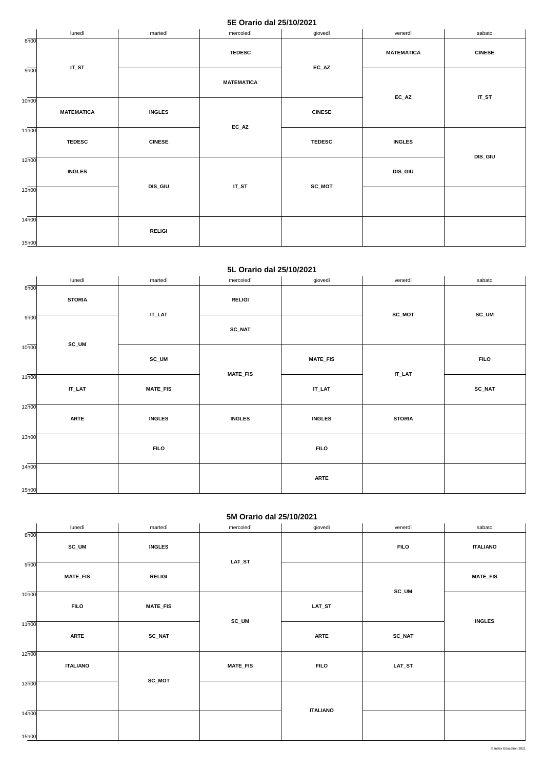## 5E Orario dal 25/10/2021

| | lunedì | martedì | mercoledì | giovedì | venerdì | sabato |
|---|---|---|---|---|---|---|
| 8h00 | IT_ST | | TEDESC | EC_AZ | MATEMATICA | CINESE |
| 9h00 | IT_ST | | MATEMATICA | EC_AZ | EC_AZ | IT_ST |
| 10h00 | MATEMATICA | INGLES | EC_AZ | CINESE | EC_AZ | IT_ST |
| 11h00 | TEDESC | CINESE | EC_AZ | TEDESC | INGLES | DIS_GIU |
| 12h00 | INGLES | DIS_GIU | IT_ST | SC_MOT | DIS_GIU | DIS_GIU |
| 13h00 | | DIS_GIU | IT_ST | SC_MOT | | |
| 14h00 | | RELIGI | | | | |

## 5L Orario dal 25/10/2021

| | lunedì | martedì | mercoledì | giovedì | venerdì | sabato |
|---|---|---|---|---|---|---|
| 8h00 | STORIA | IT_LAT | RELIGI | | SC_MOT | SC_UM |
| 9h00 | SC_UM | IT_LAT | SC_NAT | | SC_MOT | SC_UM |
| 10h00 | SC_UM | SC_UM | MATE_FIS | MATE_FIS | IT_LAT | FILO |
| 11h00 | IT_LAT | MATE_FIS | MATE_FIS | IT_LAT | IT_LAT | SC_NAT |
| 12h00 | ARTE | INGLES | INGLES | INGLES | STORIA | |
| 13h00 | | FILO | | FILO | | |
| 14h00 | | | | ARTE | | |

## 5M Orario dal 25/10/2021

| | lunedì | martedì | mercoledì | giovedì | venerdì | sabato |
|---|---|---|---|---|---|---|
| 8h00 | SC_UM | INGLES | LAT_ST | | FILO | ITALIANO |
| 9h00 | MATE_FIS | RELIGI | LAT_ST | | SC_UM | MATE_FIS |
| 10h00 | FILO | MATE_FIS | SC_UM | LAT_ST | SC_UM | INGLES |
| 11h00 | ARTE | SC_NAT | SC_UM | ARTE | SC_NAT | INGLES |
| 12h00 | ITALIANO | SC_MOT | MATE_FIS | FILO | LAT_ST | |
| 13h00 | | SC_MOT | | ITALIANO | | |
| 14h00 | | | | ITALIANO | | |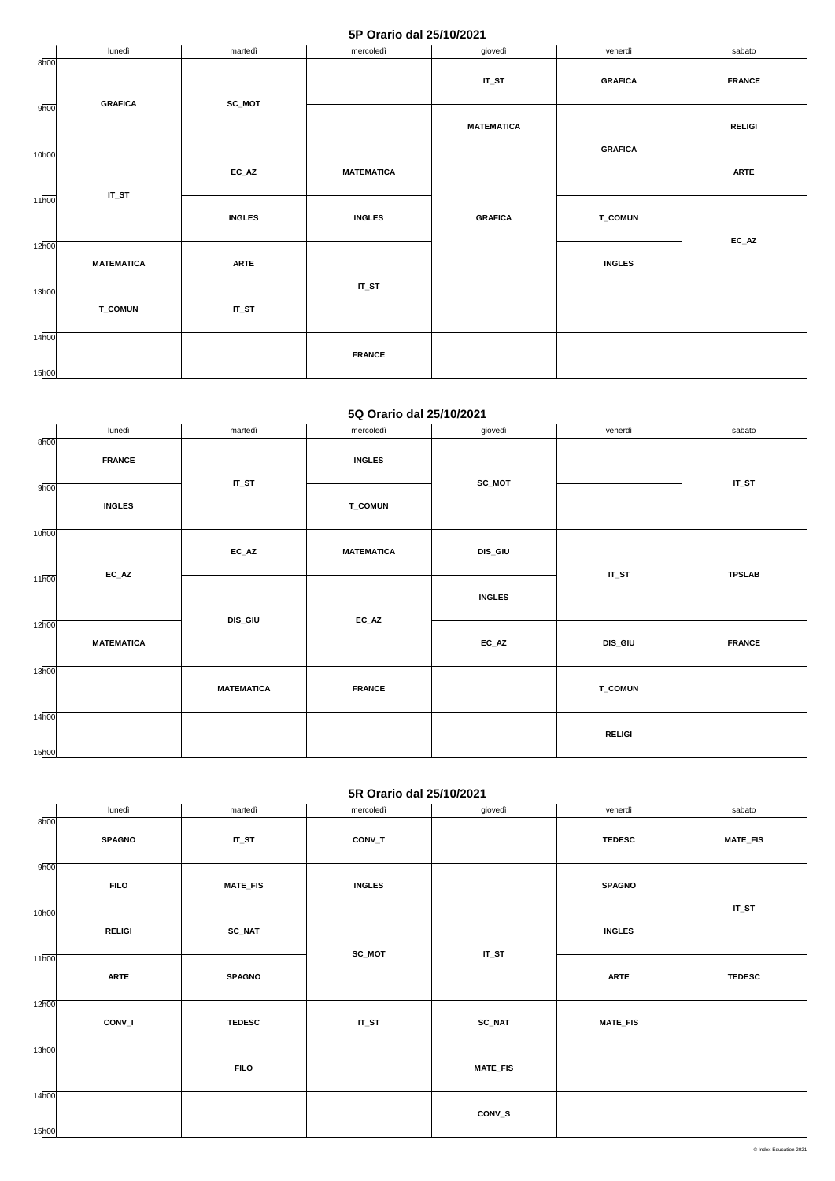## 5P Orario dal 25/10/2021

| | lunedì | martedì | mercoledì | giovedì | venerdì | sabato |
|---|---|---|---|---|---|---|
| 8h00 | GRAFICA | SC_MOT | | IT_ST | GRAFICA | FRANCE |
| 9h00 | GRAFICA | SC_MOT | | MATEMATICA | GRAFICA | RELIGI |
| 10h00 | IT_ST | EC_AZ | MATEMATICA | GRAFICA | GRAFICA | ARTE |
| 11h00 | IT_ST | INGLES | INGLES | GRAFICA | T_COMUN | EC_AZ |
| 12h00 | MATEMATICA | ARTE | IT_ST | GRAFICA | INGLES | EC_AZ |
| 13h00 | T_COMUN | IT_ST | IT_ST | | | |
| 14h00 | | | FRANCE | | | |

## 5Q Orario dal 25/10/2021

| | lunedì | martedì | mercoledì | giovedì | venerdì | sabato |
|---|---|---|---|---|---|---|
| 8h00 | FRANCE | IT_ST | INGLES | SC_MOT | | IT_ST |
| 9h00 | INGLES | IT_ST | T_COMUN | SC_MOT | | IT_ST |
| 10h00 | EC_AZ | EC_AZ | MATEMATICA | DIS_GIU | IT_ST | TPSLAB |
| 11h00 | EC_AZ | DIS_GIU | EC_AZ | INGLES | IT_ST | TPSLAB |
| 12h00 | MATEMATICA | DIS_GIU | EC_AZ | EC_AZ | DIS_GIU | FRANCE |
| 13h00 | | MATEMATICA | FRANCE | | T_COMUN | |
| 14h00 | | | | | RELIGI | |

## 5R Orario dal 25/10/2021

| | lunedì | martedì | mercoledì | giovedì | venerdì | sabato |
|---|---|---|---|---|---|---|
| 8h00 | SPAGNO | IT_ST | CONV_T | | TEDESC | MATE_FIS |
| 9h00 | FILO | MATE_FIS | INGLES | | SPAGNO | IT_ST |
| 10h00 | RELIGI | SC_NAT | SC_MOT | IT_ST | INGLES | IT_ST |
| 11h00 | ARTE | SPAGNO | SC_MOT | IT_ST | ARTE | TEDESC |
| 12h00 | CONV_I | TEDESC | IT_ST | SC_NAT | MATE_FIS | |
| 13h00 | | FILO | | MATE_FIS | | |
| 14h00 | | | | CONV_S | | |

© Index Education 2021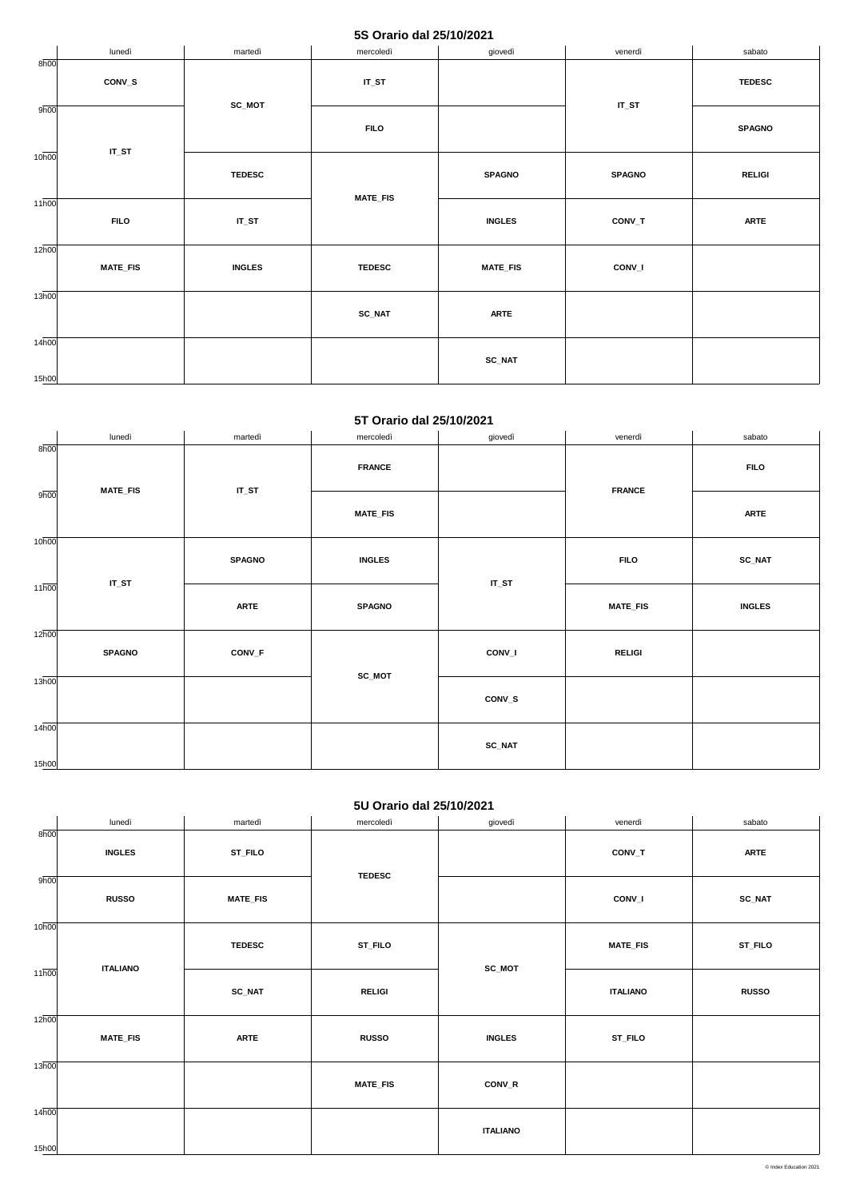## 5S Orario dal 25/10/2021

| | lunedì | martedì | mercoledì | giovedì | venerdì | sabato |
|---|---|---|---|---|---|---|
| 8h00 | CONV_S | SC_MOT | IT_ST | | IT_ST | TEDESC |
| 9h00 | IT_ST | SC_MOT | FILO | | IT_ST | SPAGNO |
| 10h00 | IT_ST | TEDESC | MATE_FIS | SPAGNO | SPAGNO | RELIGI |
| 11h00 | FILO | IT_ST | MATE_FIS | INGLES | CONV_T | ARTE |
| 12h00 | MATE_FIS | INGLES | TEDESC | MATE_FIS | CONV_I | |
| 13h00 | | | SC_NAT | ARTE | | |
| 14h00 | | | | SC_NAT | | |

## 5T Orario dal 25/10/2021

| | lunedì | martedì | mercoledì | giovedì | venerdì | sabato |
|---|---|---|---|---|---|---|
| 8h00 | MATE_FIS | IT_ST | FRANCE | | FRANCE | FILO |
| 9h00 | MATE_FIS | IT_ST | MATE_FIS | | FRANCE | ARTE |
| 10h00 | IT_ST | SPAGNO | INGLES | IT_ST | FILO | SC_NAT |
| 11h00 | IT_ST | ARTE | SPAGNO | IT_ST | MATE_FIS | INGLES |
| 12h00 | SPAGNO | CONV_F | SC_MOT | CONV_I | RELIGI | |
| 13h00 | | | SC_MOT | CONV_S | | |
| 14h00 | | | | SC_NAT | | |

## 5U Orario dal 25/10/2021

| | lunedì | martedì | mercoledì | giovedì | venerdì | sabato |
|---|---|---|---|---|---|---|
| 8h00 | INGLES | ST_FILO | TEDESC | | CONV_T | ARTE |
| 9h00 | RUSSO | MATE_FIS | TEDESC | | CONV_I | SC_NAT |
| 10h00 | ITALIANO | TEDESC | ST_FILO | SC_MOT | MATE_FIS | ST_FILO |
| 11h00 | ITALIANO | SC_NAT | RELIGI | SC_MOT | ITALIANO | RUSSO |
| 12h00 | MATE_FIS | ARTE | RUSSO | INGLES | ST_FILO | |
| 13h00 | | | MATE_FIS | CONV_R | | |
| 14h00 | | | | ITALIANO | | |

© Index Education 2021